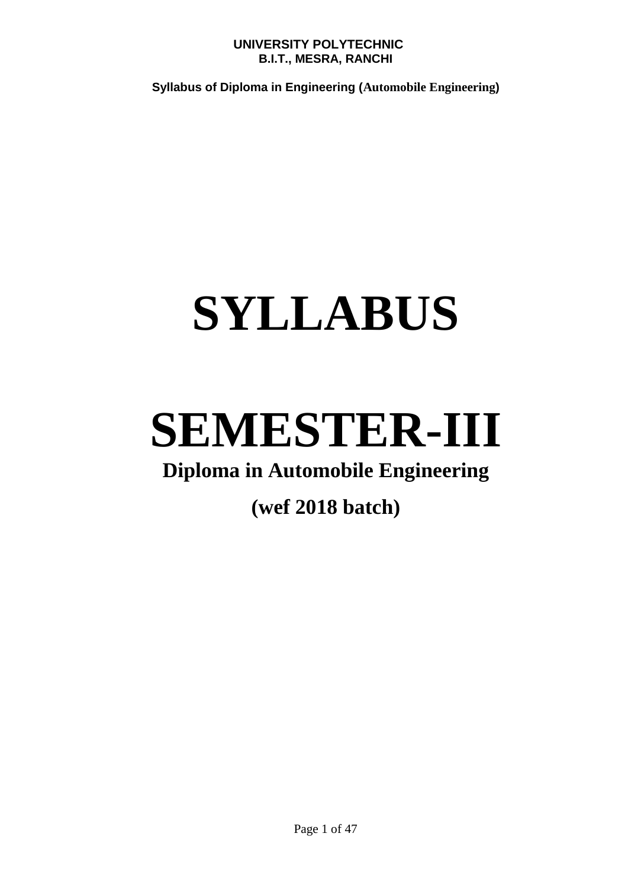# SYLLABUS

# SEMESTER-III

## Diploma in Automobile Engineering

## (wef 2018 batch)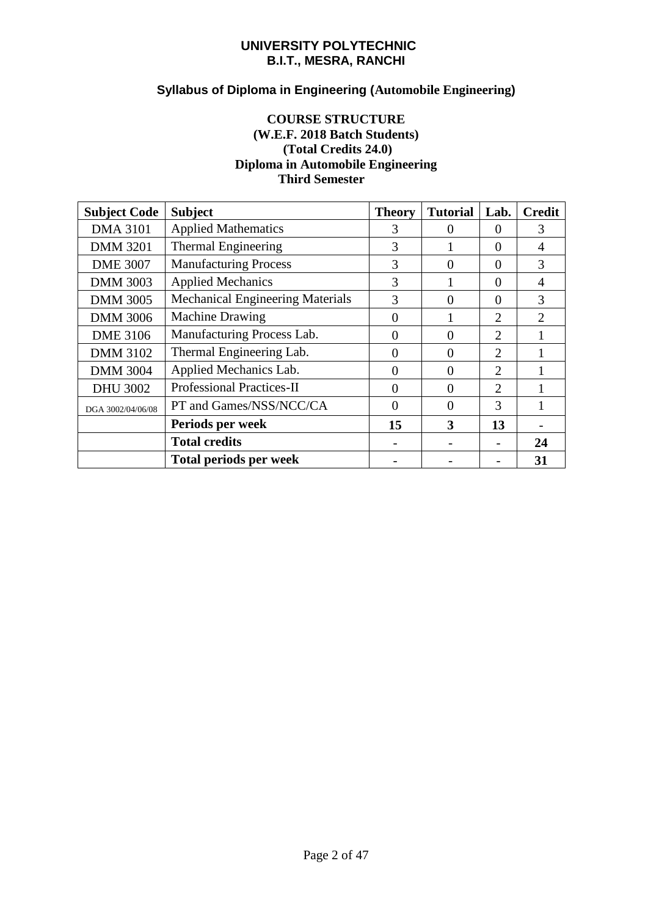**UNIVERSITY POLYTECHNIC**
**B.I.T., MESRA, RANCHI**

## Syllabus of Diploma in Engineering (Automobile Engineering)

### COURSE STRUCTURE
**(W.E.F. 2018 Batch Students)**
**(Total Credits 24.0)**
**Diploma in Automobile Engineering**
**Third Semester**

| Subject Code | Subject | Theory | Tutorial | Lab. | Credit |
|---|---|---|---|---|---|
| DMA 3101 | Applied Mathematics | 3 | 0 | 0 | 3 |
| DMM 3201 | Thermal Engineering | 3 | 1 | 0 | 4 |
| DME 3007 | Manufacturing Process | 3 | 0 | 0 | 3 |
| DMM 3003 | Applied Mechanics | 3 | 1 | 0 | 4 |
| DMM 3005 | Mechanical Engineering Materials | 3 | 0 | 0 | 3 |
| DMM 3006 | Machine Drawing | 0 | 1 | 2 | 2 |
| DME 3106 | Manufacturing Process Lab. | 0 | 0 | 2 | 1 |
| DMM 3102 | Thermal Engineering Lab. | 0 | 0 | 2 | 1 |
| DMM 3004 | Applied Mechanics Lab. | 0 | 0 | 2 | 1 |
| DHU 3002 | Professional Practices-II | 0 | 0 | 2 | 1 |
| DGA 3002/04/06/08 | PT and Games/NSS/NCC/CA | 0 | 0 | 3 | 1 |
| | **Periods per week** | **15** | **3** | **13** | - |
| | **Total credits** | - | - | - | **24** |
| | **Total periods per week** | - | - | - | **31** |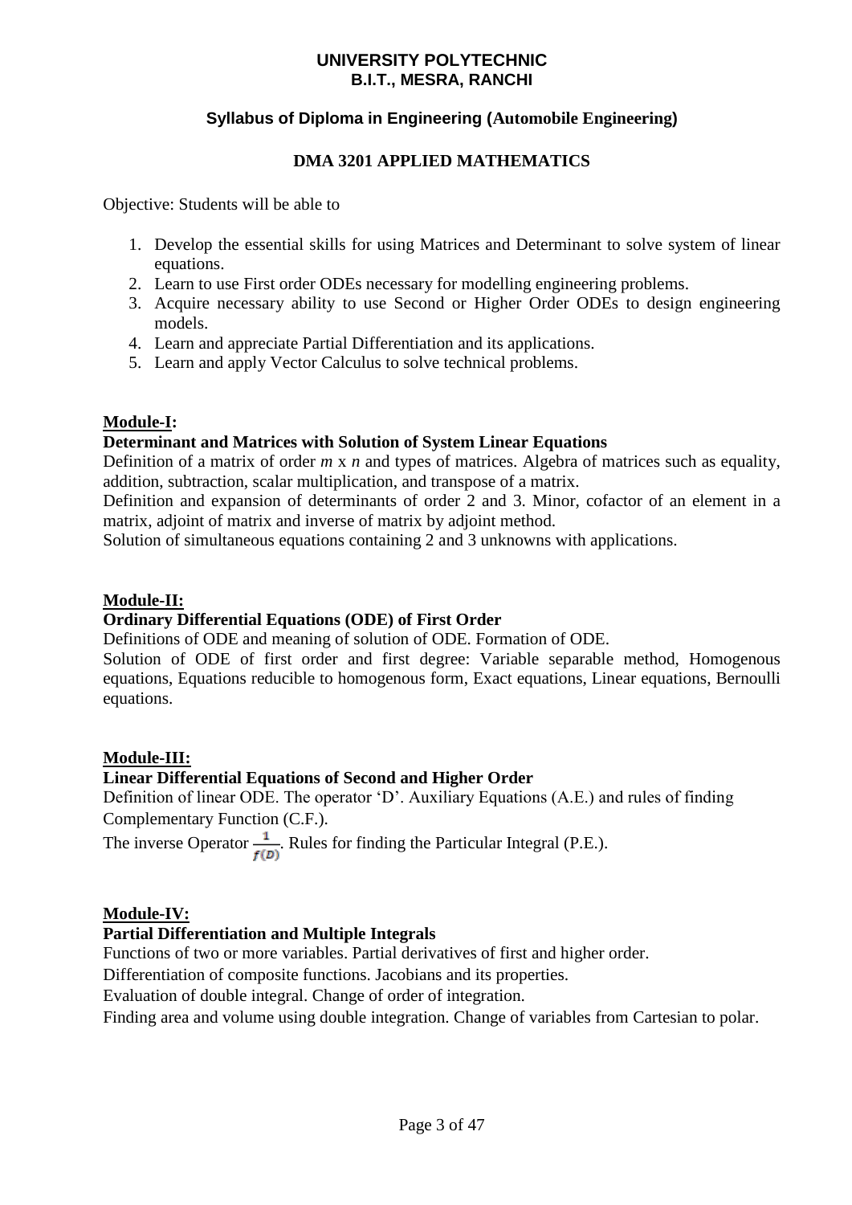# UNIVERSITY POLYTECHNIC
# B.I.T., MESRA, RANCHI

## Syllabus of Diploma in Engineering (Automobile Engineering)

## DMA 3201 APPLIED MATHEMATICS

Objective: Students will be able to

1. Develop the essential skills for using Matrices and Determinant to solve system of linear equations.
2. Learn to use First order ODEs necessary for modelling engineering problems.
3. Acquire necessary ability to use Second or Higher Order ODEs to design engineering models.
4. Learn and appreciate Partial Differentiation and its applications.
5. Learn and apply Vector Calculus to solve technical problems.

**Module-I:**

**Determinant and Matrices with Solution of System Linear Equations**

Definition of a matrix of order $m \times n$ and types of matrices. Algebra of matrices such as equality, addition, subtraction, scalar multiplication, and transpose of a matrix.

Definition and expansion of determinants of order 2 and 3. Minor, cofactor of an element in a matrix, adjoint of matrix and inverse of matrix by adjoint method.

Solution of simultaneous equations containing 2 and 3 unknowns with applications.

**Module-II:**

**Ordinary Differential Equations (ODE) of First Order**

Definitions of ODE and meaning of solution of ODE. Formation of ODE.

Solution of ODE of first order and first degree: Variable separable method, Homogenous equations, Equations reducible to homogenous form, Exact equations, Linear equations, Bernoulli equations.

**Module-III:**

**Linear Differential Equations of Second and Higher Order**

Definition of linear ODE. The operator 'D'. Auxiliary Equations (A.E.) and rules of finding Complementary Function (C.F.).

The inverse Operator $\frac{1}{f(D)}$. Rules for finding the Particular Integral (P.E.).

**Module-IV:**

**Partial Differentiation and Multiple Integrals**

Functions of two or more variables. Partial derivatives of first and higher order.

Differentiation of composite functions. Jacobians and its properties.

Evaluation of double integral. Change of order of integration.

Finding area and volume using double integration. Change of variables from Cartesian to polar.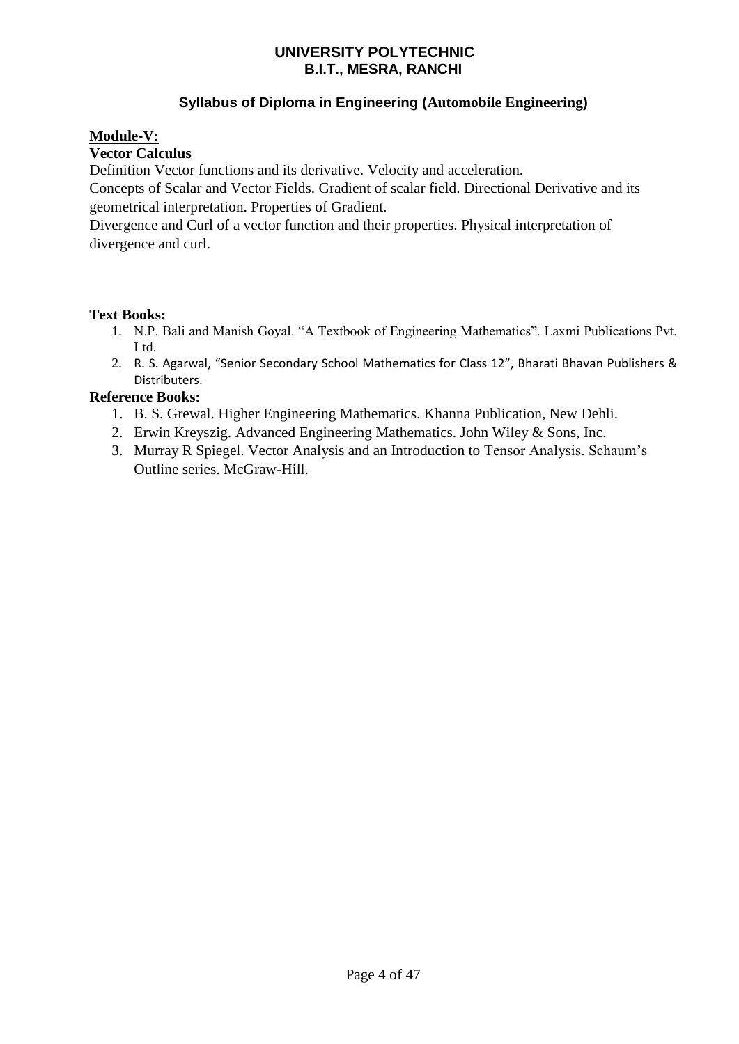**UNIVERSITY POLYTECHNIC**
**B.I.T., MESRA, RANCHI**

**Syllabus of Diploma in Engineering (Automobile Engineering)**

**Module-V:**

**Vector Calculus**

Definition Vector functions and its derivative. Velocity and acceleration.
Concepts of Scalar and Vector Fields. Gradient of scalar field. Directional Derivative and its geometrical interpretation. Properties of Gradient.
Divergence and Curl of a vector function and their properties. Physical interpretation of divergence and curl.

**Text Books:**

1. N.P. Bali and Manish Goyal. "A Textbook of Engineering Mathematics". Laxmi Publications Pvt. Ltd.
2. R. S. Agarwal, "Senior Secondary School Mathematics for Class 12", Bharati Bhavan Publishers & Distributers.

**Reference Books:**

1. B. S. Grewal. Higher Engineering Mathematics. Khanna Publication, New Dehli.
2. Erwin Kreyszig. Advanced Engineering Mathematics. John Wiley & Sons, Inc.
3. Murray R Spiegel. Vector Analysis and an Introduction to Tensor Analysis. Schaum's Outline series. McGraw-Hill.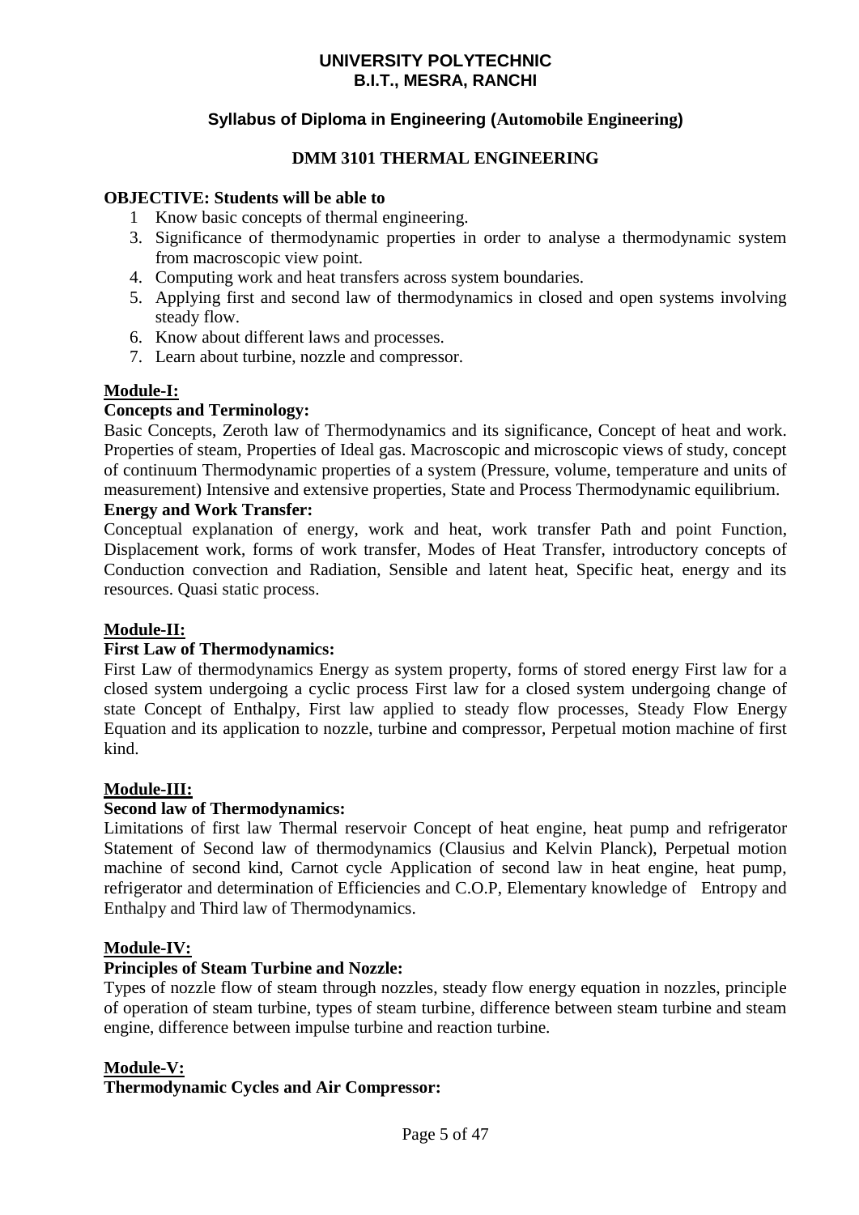**UNIVERSITY POLYTECHNIC**
**B.I.T., MESRA, RANCHI**

**Syllabus of Diploma in Engineering (Automobile Engineering)**

## DMM 3101 THERMAL ENGINEERING

**OBJECTIVE: Students will be able to**

1 Know basic concepts of thermal engineering.

3. Significance of thermodynamic properties in order to analyse a thermodynamic system from macroscopic view point.
4. Computing work and heat transfers across system boundaries.
5. Applying first and second law of thermodynamics in closed and open systems involving steady flow.
6. Know about different laws and processes.
7. Learn about turbine, nozzle and compressor.

### Module-I:

**Concepts and Terminology:**

Basic Concepts, Zeroth law of Thermodynamics and its significance, Concept of heat and work. Properties of steam, Properties of Ideal gas. Macroscopic and microscopic views of study, concept of continuum Thermodynamic properties of a system (Pressure, volume, temperature and units of measurement) Intensive and extensive properties, State and Process Thermodynamic equilibrium.

**Energy and Work Transfer:**

Conceptual explanation of energy, work and heat, work transfer Path and point Function, Displacement work, forms of work transfer, Modes of Heat Transfer, introductory concepts of Conduction convection and Radiation, Sensible and latent heat, Specific heat, energy and its resources. Quasi static process.

### Module-II:

**First Law of Thermodynamics:**

First Law of thermodynamics Energy as system property, forms of stored energy First law for a closed system undergoing a cyclic process First law for a closed system undergoing change of state Concept of Enthalpy, First law applied to steady flow processes, Steady Flow Energy Equation and its application to nozzle, turbine and compressor, Perpetual motion machine of first kind.

### Module-III:

**Second law of Thermodynamics:**

Limitations of first law Thermal reservoir Concept of heat engine, heat pump and refrigerator Statement of Second law of thermodynamics (Clausius and Kelvin Planck), Perpetual motion machine of second kind, Carnot cycle Application of second law in heat engine, heat pump, refrigerator and determination of Efficiencies and C.O.P, Elementary knowledge of Entropy and Enthalpy and Third law of Thermodynamics.

### Module-IV:

**Principles of Steam Turbine and Nozzle:**

Types of nozzle flow of steam through nozzles, steady flow energy equation in nozzles, principle of operation of steam turbine, types of steam turbine, difference between steam turbine and steam engine, difference between impulse turbine and reaction turbine.

### Module-V:

**Thermodynamic Cycles and Air Compressor:**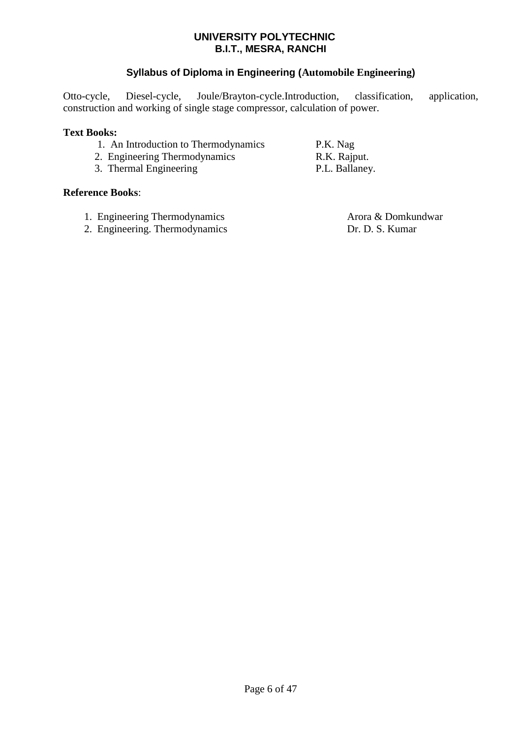Otto-cycle, Diesel-cycle, Joule/Brayton-cycle.Introduction, classification, application, construction and working of single stage compressor, calculation of power.

**Text Books:**

1. An Introduction to Thermodynamics — P.K. Nag
2. Engineering Thermodynamics — R.K. Rajput.
3. Thermal Engineering — P.L. Ballaney.

**Reference Books**:

1. Engineering Thermodynamics — Arora & Domkundwar
2. Engineering. Thermodynamics — Dr. D. S. Kumar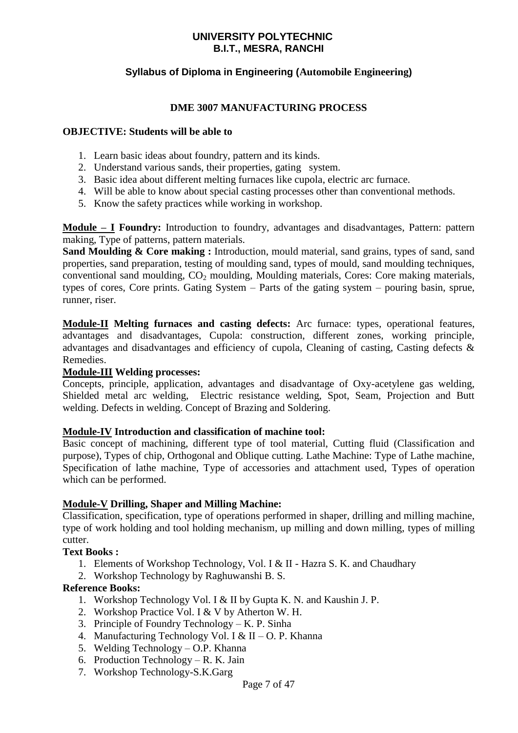# UNIVERSITY POLYTECHNIC
## B.I.T., MESRA, RANCHI

### Syllabus of Diploma in Engineering (Automobile Engineering)

### DME 3007 MANUFACTURING PROCESS

**OBJECTIVE: Students will be able to**

1. Learn basic ideas about foundry, pattern and its kinds.
2. Understand various sands, their properties, gating system.
3. Basic idea about different melting furnaces like cupola, electric arc furnace.
4. Will be able to know about special casting processes other than conventional methods.
5. Know the safety practices while working in workshop.

**Module – I Foundry:** Introduction to foundry, advantages and disadvantages, Pattern: pattern making, Type of patterns, pattern materials.

**Sand Moulding & Core making :** Introduction, mould material, sand grains, types of sand, sand properties, sand preparation, testing of moulding sand, types of mould, sand moulding techniques, conventional sand moulding, $CO_2$ moulding, Moulding materials, Cores: Core making materials, types of cores, Core prints. Gating System – Parts of the gating system – pouring basin, sprue, runner, riser.

**Module-II Melting furnaces and casting defects:** Arc furnace: types, operational features, advantages and disadvantages, Cupola: construction, different zones, working principle, advantages and disadvantages and efficiency of cupola, Cleaning of casting, Casting defects & Remedies.

**Module-III Welding processes:**

Concepts, principle, application, advantages and disadvantage of Oxy-acetylene gas welding, Shielded metal arc welding, Electric resistance welding, Spot, Seam, Projection and Butt welding. Defects in welding. Concept of Brazing and Soldering.

**Module-IV Introduction and classification of machine tool:**

Basic concept of machining, different type of tool material, Cutting fluid (Classification and purpose), Types of chip, Orthogonal and Oblique cutting. Lathe Machine: Type of Lathe machine, Specification of lathe machine, Type of accessories and attachment used, Types of operation which can be performed.

**Module-V Drilling, Shaper and Milling Machine:**

Classification, specification, type of operations performed in shaper, drilling and milling machine, type of work holding and tool holding mechanism, up milling and down milling, types of milling cutter.

**Text Books :**

1. Elements of Workshop Technology, Vol. I & II - Hazra S. K. and Chaudhary
2. Workshop Technology by Raghuwanshi B. S.

**Reference Books:**

1. Workshop Technology Vol. I & II by Gupta K. N. and Kaushin J. P.
2. Workshop Practice Vol. I & V by Atherton W. H.
3. Principle of Foundry Technology – K. P. Sinha
4. Manufacturing Technology Vol. I & II – O. P. Khanna
5. Welding Technology – O.P. Khanna
6. Production Technology – R. K. Jain
7. Workshop Technology-S.K.Garg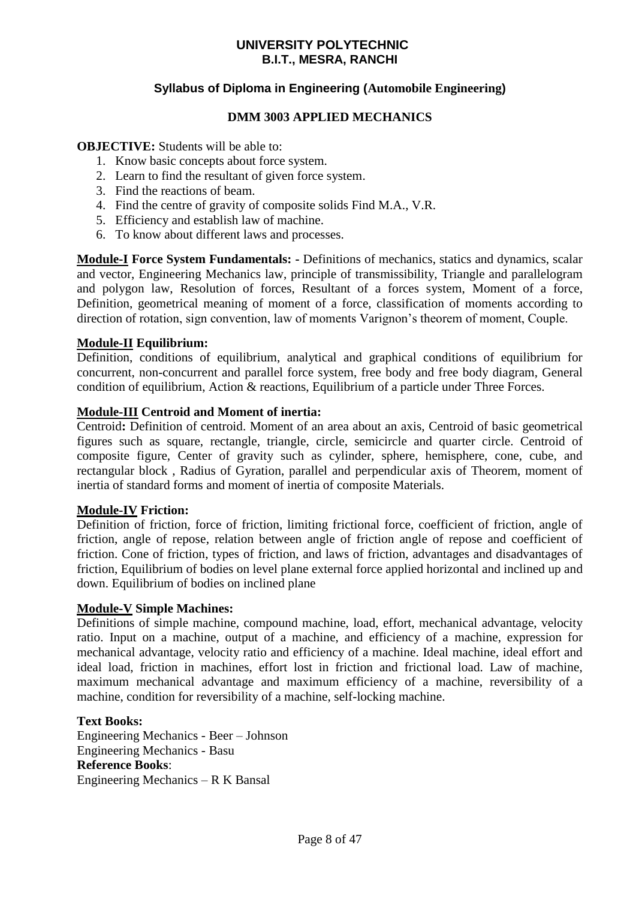**UNIVERSITY POLYTECHNIC**
**B.I.T., MESRA, RANCHI**

**Syllabus of Diploma in Engineering (Automobile Engineering)**

# DMM 3003 APPLIED MECHANICS

**OBJECTIVE:** Students will be able to:

1. Know basic concepts about force system.
2. Learn to find the resultant of given force system.
3. Find the reactions of beam.
4. Find the centre of gravity of composite solids Find M.A., V.R.
5. Efficiency and establish law of machine.
6. To know about different laws and processes.

**Module-I Force System Fundamentals: -** Definitions of mechanics, statics and dynamics, scalar and vector, Engineering Mechanics law, principle of transmissibility, Triangle and parallelogram and polygon law, Resolution of forces, Resultant of a forces system, Moment of a force, Definition, geometrical meaning of moment of a force, classification of moments according to direction of rotation, sign convention, law of moments Varignon's theorem of moment, Couple.

**Module-II Equilibrium:**
Definition, conditions of equilibrium, analytical and graphical conditions of equilibrium for concurrent, non-concurrent and parallel force system, free body and free body diagram, General condition of equilibrium, Action & reactions, Equilibrium of a particle under Three Forces.

**Module-III Centroid and Moment of inertia:**
Centroid**:** Definition of centroid. Moment of an area about an axis, Centroid of basic geometrical figures such as square, rectangle, triangle, circle, semicircle and quarter circle. Centroid of composite figure, Center of gravity such as cylinder, sphere, hemisphere, cone, cube, and rectangular block , Radius of Gyration, parallel and perpendicular axis of Theorem, moment of inertia of standard forms and moment of inertia of composite Materials.

**Module-IV Friction:**
Definition of friction, force of friction, limiting frictional force, coefficient of friction, angle of friction, angle of repose, relation between angle of friction angle of repose and coefficient of friction. Cone of friction, types of friction, and laws of friction, advantages and disadvantages of friction, Equilibrium of bodies on level plane external force applied horizontal and inclined up and down. Equilibrium of bodies on inclined plane

**Module-V Simple Machines:**
Definitions of simple machine, compound machine, load, effort, mechanical advantage, velocity ratio. Input on a machine, output of a machine, and efficiency of a machine, expression for mechanical advantage, velocity ratio and efficiency of a machine. Ideal machine, ideal effort and ideal load, friction in machines, effort lost in friction and frictional load. Law of machine, maximum mechanical advantage and maximum efficiency of a machine, reversibility of a machine, condition for reversibility of a machine, self-locking machine.

**Text Books:**
Engineering Mechanics - Beer – Johnson
Engineering Mechanics - Basu
**Reference Books**:
Engineering Mechanics – R K Bansal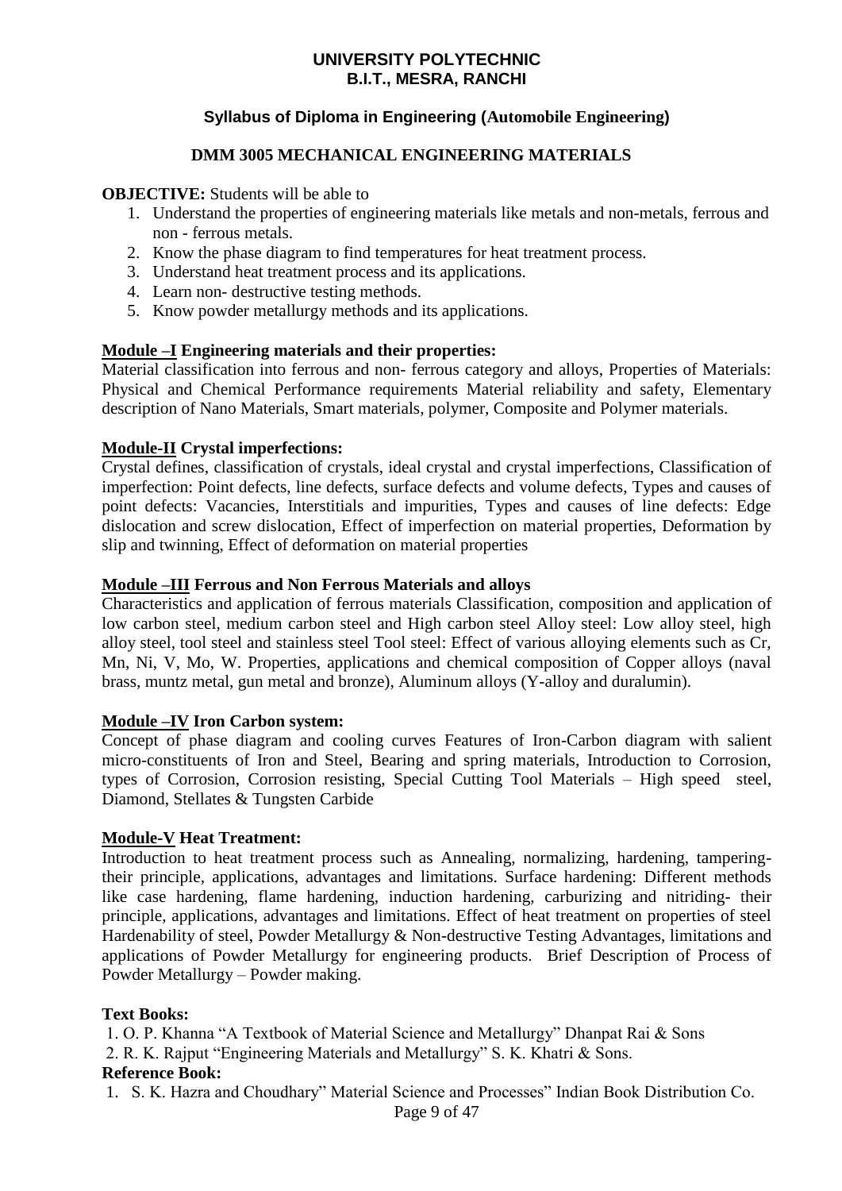# UNIVERSITY POLYTECHNIC
# B.I.T., MESRA, RANCHI

### Syllabus of Diploma in Engineering (Automobile Engineering)

### DMM 3005 MECHANICAL ENGINEERING MATERIALS

**OBJECTIVE:** Students will be able to

1. Understand the properties of engineering materials like metals and non-metals, ferrous and non - ferrous metals.
2. Know the phase diagram to find temperatures for heat treatment process.
3. Understand heat treatment process and its applications.
4. Learn non- destructive testing methods.
5. Know powder metallurgy methods and its applications.

**Module –I Engineering materials and their properties:**

Material classification into ferrous and non- ferrous category and alloys, Properties of Materials: Physical and Chemical Performance requirements Material reliability and safety, Elementary description of Nano Materials, Smart materials, polymer, Composite and Polymer materials.

**Module-II Crystal imperfections:**

Crystal defines, classification of crystals, ideal crystal and crystal imperfections, Classification of imperfection: Point defects, line defects, surface defects and volume defects, Types and causes of point defects: Vacancies, Interstitials and impurities, Types and causes of line defects: Edge dislocation and screw dislocation, Effect of imperfection on material properties, Deformation by slip and twinning, Effect of deformation on material properties

**Module –III Ferrous and Non Ferrous Materials and alloys**

Characteristics and application of ferrous materials Classification, composition and application of low carbon steel, medium carbon steel and High carbon steel Alloy steel: Low alloy steel, high alloy steel, tool steel and stainless steel Tool steel: Effect of various alloying elements such as Cr, Mn, Ni, V, Mo, W. Properties, applications and chemical composition of Copper alloys (naval brass, muntz metal, gun metal and bronze), Aluminum alloys (Y-alloy and duralumin).

**Module –IV Iron Carbon system:**

Concept of phase diagram and cooling curves Features of Iron-Carbon diagram with salient micro-constituents of Iron and Steel, Bearing and spring materials, Introduction to Corrosion, types of Corrosion, Corrosion resisting, Special Cutting Tool Materials – High speed steel, Diamond, Stellates & Tungsten Carbide

**Module-V Heat Treatment:**

Introduction to heat treatment process such as Annealing, normalizing, hardening, tampering- their principle, applications, advantages and limitations. Surface hardening: Different methods like case hardening, flame hardening, induction hardening, carburizing and nitriding- their principle, applications, advantages and limitations. Effect of heat treatment on properties of steel Hardenability of steel, Powder Metallurgy & Non-destructive Testing Advantages, limitations and applications of Powder Metallurgy for engineering products. Brief Description of Process of Powder Metallurgy – Powder making.

**Text Books:**

1. O. P. Khanna "A Textbook of Material Science and Metallurgy" Dhanpat Rai & Sons
2. R. K. Rajput "Engineering Materials and Metallurgy" S. K. Khatri & Sons.

**Reference Book:**

1. S. K. Hazra and Choudhary" Material Science and Processes" Indian Book Distribution Co.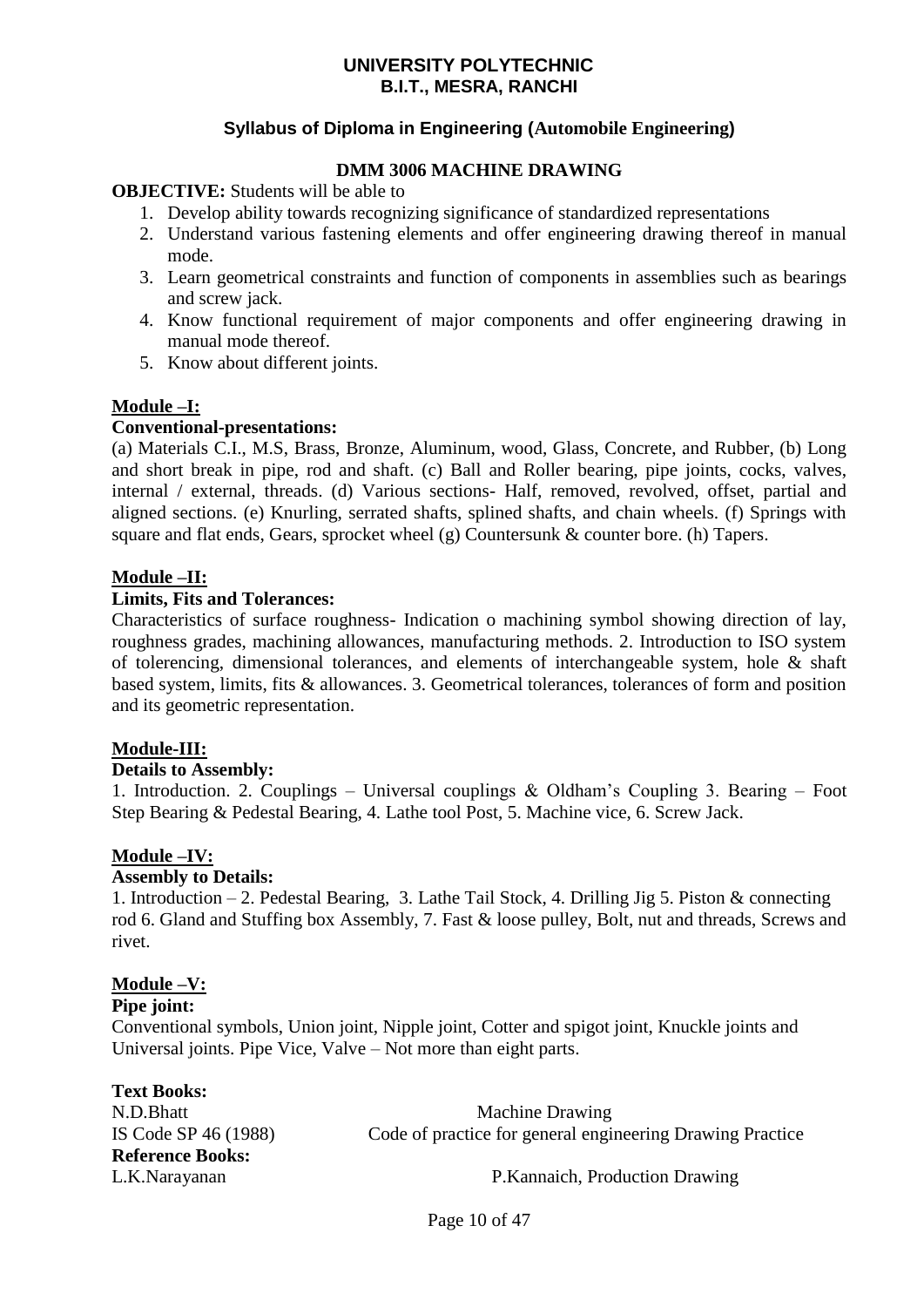# UNIVERSITY POLYTECHNIC
## B.I.T., MESRA, RANCHI

### Syllabus of Diploma in Engineering (Automobile Engineering)

### DMM 3006 MACHINE DRAWING

**OBJECTIVE:** Students will be able to

1. Develop ability towards recognizing significance of standardized representations
2. Understand various fastening elements and offer engineering drawing thereof in manual mode.
3. Learn geometrical constraints and function of components in assemblies such as bearings and screw jack.
4. Know functional requirement of major components and offer engineering drawing in manual mode thereof.
5. Know about different joints.

**Module –I:**

**Conventional-presentations:**

(a) Materials C.I., M.S, Brass, Bronze, Aluminum, wood, Glass, Concrete, and Rubber, (b) Long and short break in pipe, rod and shaft. (c) Ball and Roller bearing, pipe joints, cocks, valves, internal / external, threads. (d) Various sections- Half, removed, revolved, offset, partial and aligned sections. (e) Knurling, serrated shafts, splined shafts, and chain wheels. (f) Springs with square and flat ends, Gears, sprocket wheel (g) Countersunk & counter bore. (h) Tapers.

**Module –II:**

**Limits, Fits and Tolerances:**

Characteristics of surface roughness- Indication o machining symbol showing direction of lay, roughness grades, machining allowances, manufacturing methods. 2. Introduction to ISO system of tolerencing, dimensional tolerances, and elements of interchangeable system, hole & shaft based system, limits, fits & allowances. 3. Geometrical tolerances, tolerances of form and position and its geometric representation.

**Module-III:**

**Details to Assembly:**

1. Introduction. 2. Couplings – Universal couplings & Oldham's Coupling 3. Bearing – Foot Step Bearing & Pedestal Bearing, 4. Lathe tool Post, 5. Machine vice, 6. Screw Jack.

**Module –IV:**

**Assembly to Details:**

1. Introduction – 2. Pedestal Bearing, 3. Lathe Tail Stock, 4. Drilling Jig 5. Piston & connecting rod 6. Gland and Stuffing box Assembly, 7. Fast & loose pulley, Bolt, nut and threads, Screws and rivet.

**Module –V:**

**Pipe joint:**

Conventional symbols, Union joint, Nipple joint, Cotter and spigot joint, Knuckle joints and Universal joints. Pipe Vice, Valve – Not more than eight parts.

**Text Books:**

N.D.Bhatt — Machine Drawing

IS Code SP 46 (1988) — Code of practice for general engineering Drawing Practice

**Reference Books:**

L.K.Narayanan — P.Kannaich, Production Drawing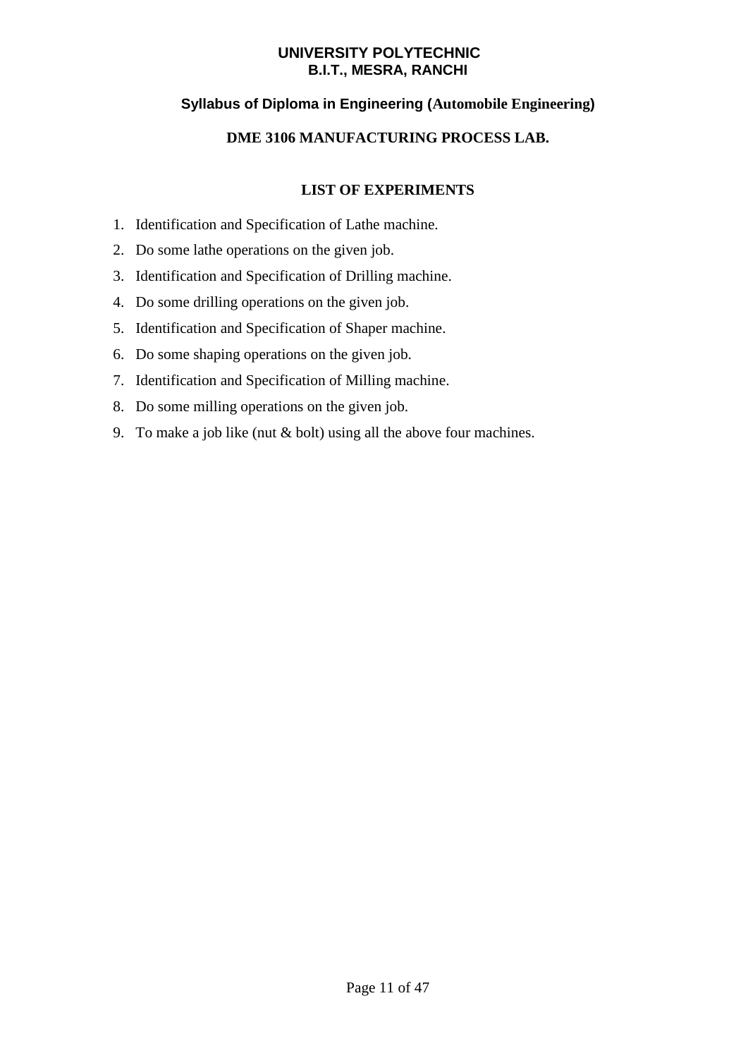**UNIVERSITY POLYTECHNIC**
**B.I.T., MESRA, RANCHI**

**Syllabus of Diploma in Engineering (Automobile Engineering)**

## DME 3106 MANUFACTURING PROCESS LAB.

### LIST OF EXPERIMENTS

1. Identification and Specification of Lathe machine.
2. Do some lathe operations on the given job.
3. Identification and Specification of Drilling machine.
4. Do some drilling operations on the given job.
5. Identification and Specification of Shaper machine.
6. Do some shaping operations on the given job.
7. Identification and Specification of Milling machine.
8. Do some milling operations on the given job.
9. To make a job like (nut & bolt) using all the above four machines.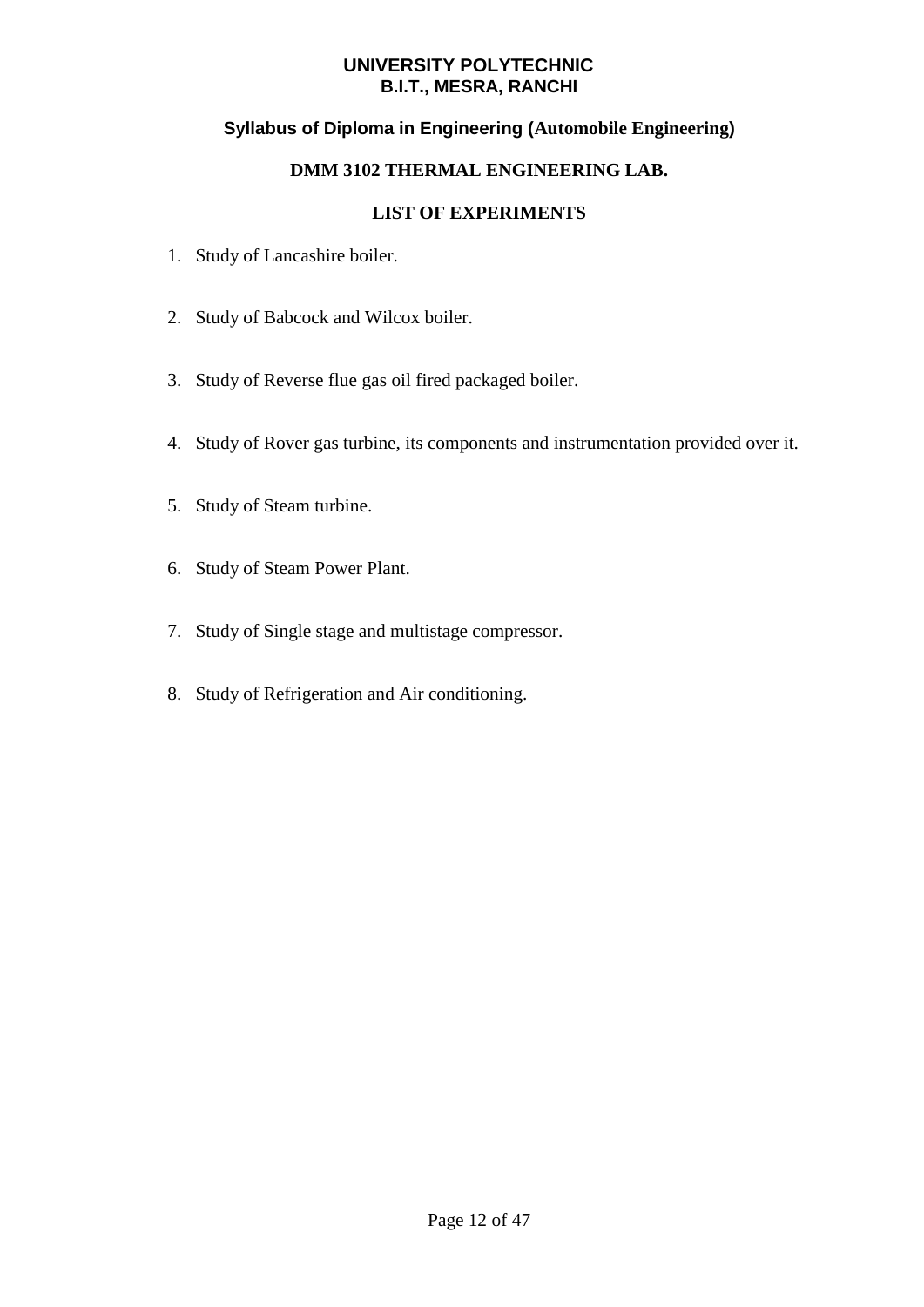**UNIVERSITY POLYTECHNIC**
**B.I.T., MESRA, RANCHI**

**Syllabus of Diploma in Engineering (Automobile Engineering)**

## DMM 3102 THERMAL ENGINEERING LAB.

### LIST OF EXPERIMENTS

1. Study of Lancashire boiler.
2. Study of Babcock and Wilcox boiler.
3. Study of Reverse flue gas oil fired packaged boiler.
4. Study of Rover gas turbine, its components and instrumentation provided over it.
5. Study of Steam turbine.
6. Study of Steam Power Plant.
7. Study of Single stage and multistage compressor.
8. Study of Refrigeration and Air conditioning.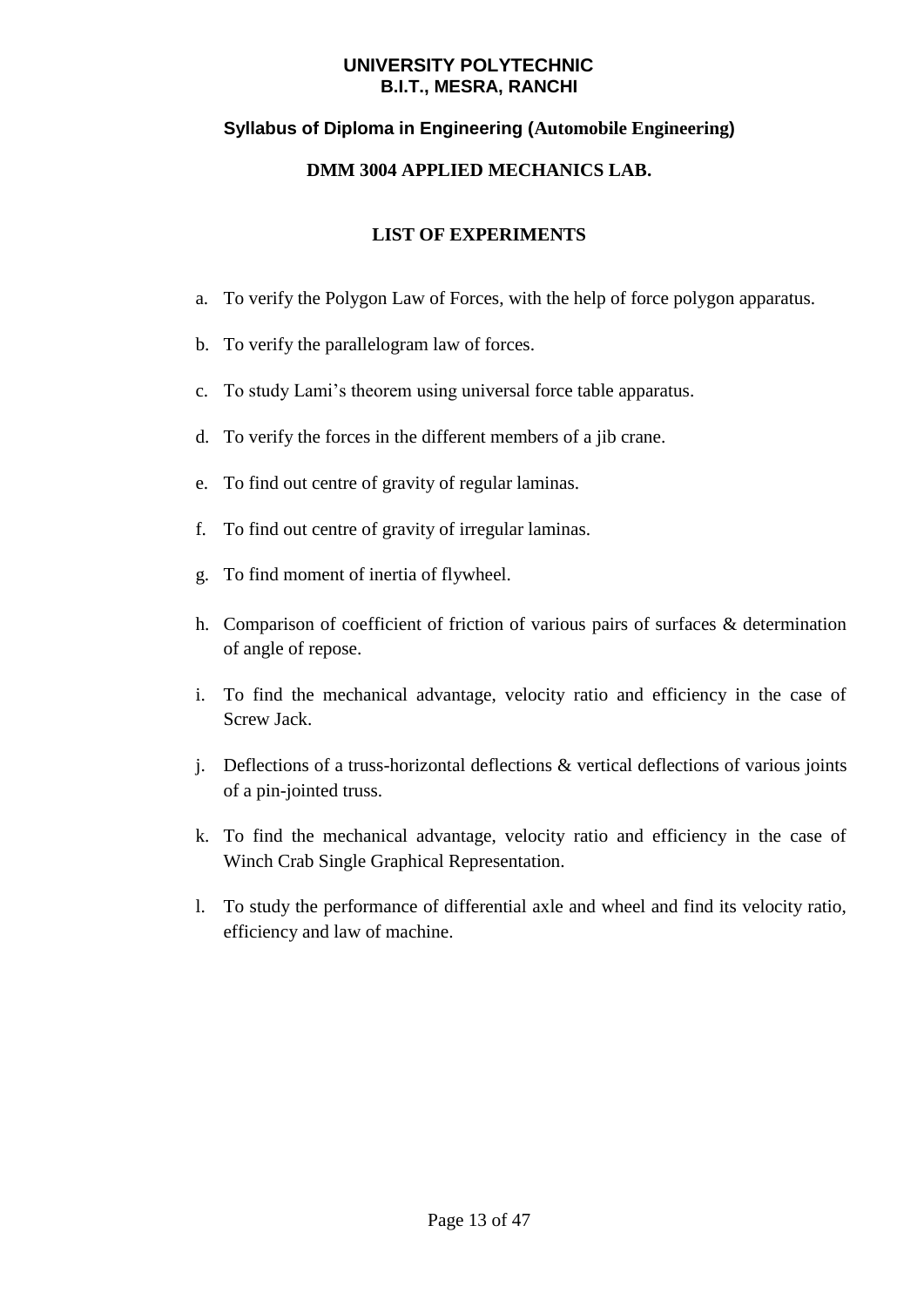**UNIVERSITY POLYTECHNIC**
**B.I.T., MESRA, RANCHI**

**Syllabus of Diploma in Engineering (Automobile Engineering)**

## DMM 3004 APPLIED MECHANICS LAB.

### LIST OF EXPERIMENTS

a. To verify the Polygon Law of Forces, with the help of force polygon apparatus.

b. To verify the parallelogram law of forces.

c. To study Lami's theorem using universal force table apparatus.

d. To verify the forces in the different members of a jib crane.

e. To find out centre of gravity of regular laminas.

f. To find out centre of gravity of irregular laminas.

g. To find moment of inertia of flywheel.

h. Comparison of coefficient of friction of various pairs of surfaces & determination of angle of repose.

i. To find the mechanical advantage, velocity ratio and efficiency in the case of Screw Jack.

j. Deflections of a truss-horizontal deflections & vertical deflections of various joints of a pin-jointed truss.

k. To find the mechanical advantage, velocity ratio and efficiency in the case of Winch Crab Single Graphical Representation.

l. To study the performance of differential axle and wheel and find its velocity ratio, efficiency and law of machine.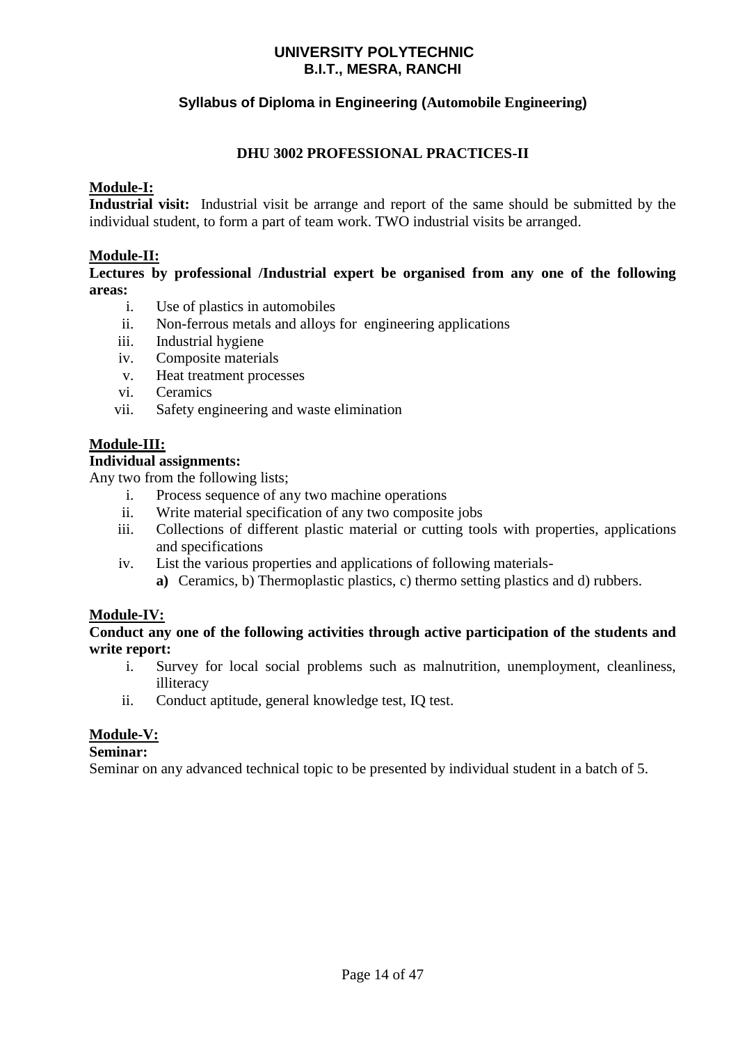**UNIVERSITY POLYTECHNIC**
**B.I.T., MESRA, RANCHI**

**Syllabus of Diploma in Engineering (Automobile Engineering)**

## DHU 3002 PROFESSIONAL PRACTICES-II

**Module-I:**

**Industrial visit:** Industrial visit be arrange and report of the same should be submitted by the individual student, to form a part of team work. TWO industrial visits be arranged.

**Module-II:**

**Lectures by professional /Industrial expert be organised from any one of the following areas:**

i. Use of plastics in automobiles
ii. Non-ferrous metals and alloys for engineering applications
iii. Industrial hygiene
iv. Composite materials
v. Heat treatment processes
vi. Ceramics
vii. Safety engineering and waste elimination

**Module-III:**

**Individual assignments:**

Any two from the following lists;

i. Process sequence of any two machine operations
ii. Write material specification of any two composite jobs
iii. Collections of different plastic material or cutting tools with properties, applications and specifications
iv. List the various properties and applications of following materials-
   **a)** Ceramics, b) Thermoplastic plastics, c) thermo setting plastics and d) rubbers.

**Module-IV:**

**Conduct any one of the following activities through active participation of the students and write report:**

i. Survey for local social problems such as malnutrition, unemployment, cleanliness, illiteracy
ii. Conduct aptitude, general knowledge test, IQ test.

**Module-V:**

**Seminar:**

Seminar on any advanced technical topic to be presented by individual student in a batch of 5.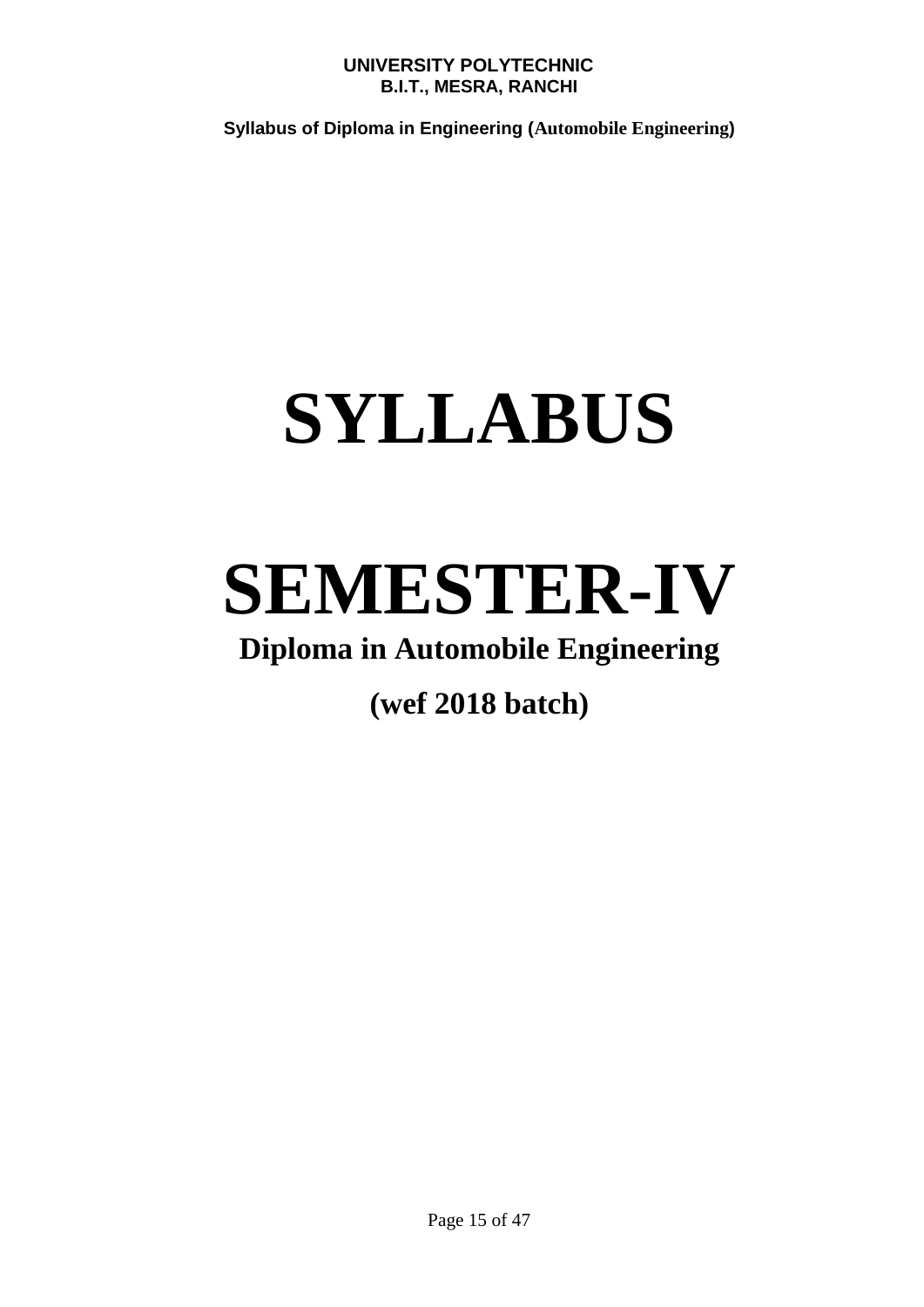# SYLLABUS

# SEMESTER-IV

## Diploma in Automobile Engineering

## (wef 2018 batch)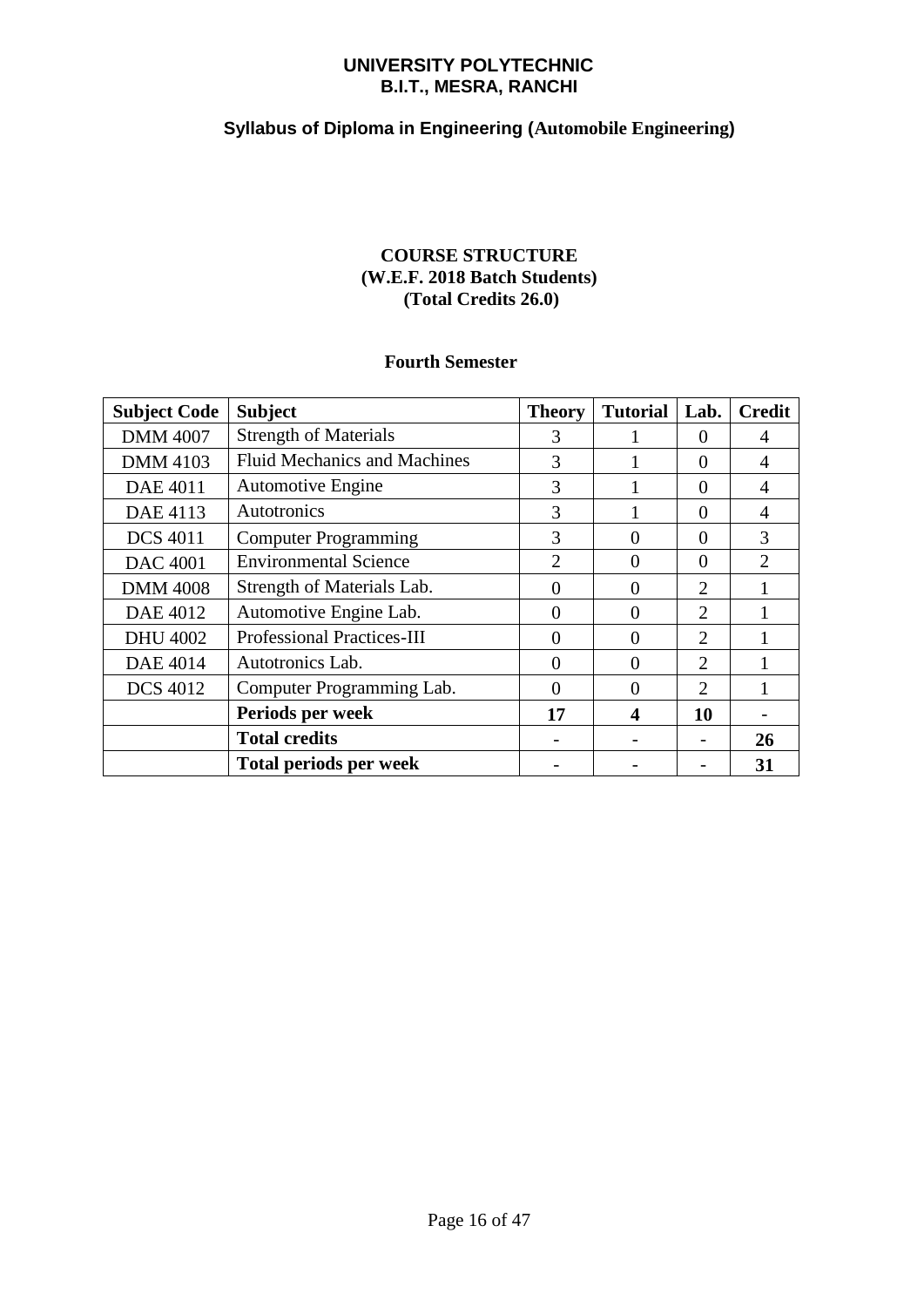**UNIVERSITY POLYTECHNIC**
**B.I.T., MESRA, RANCHI**

**Syllabus of Diploma in Engineering (Automobile Engineering)**

**COURSE STRUCTURE**
**(W.E.F. 2018 Batch Students)**
**(Total Credits 26.0)**

**Fourth Semester**

| Subject Code | Subject | Theory | Tutorial | Lab. | Credit |
|---|---|---|---|---|---|
| DMM 4007 | Strength of Materials | 3 | 1 | 0 | 4 |
| DMM 4103 | Fluid Mechanics and Machines | 3 | 1 | 0 | 4 |
| DAE 4011 | Automotive Engine | 3 | 1 | 0 | 4 |
| DAE 4113 | Autotronics | 3 | 1 | 0 | 4 |
| DCS 4011 | Computer Programming | 3 | 0 | 0 | 3 |
| DAC 4001 | Environmental Science | 2 | 0 | 0 | 2 |
| DMM 4008 | Strength of Materials Lab. | 0 | 0 | 2 | 1 |
| DAE 4012 | Automotive Engine Lab. | 0 | 0 | 2 | 1 |
| DHU 4002 | Professional Practices-III | 0 | 0 | 2 | 1 |
| DAE 4014 | Autotronics Lab. | 0 | 0 | 2 | 1 |
| DCS 4012 | Computer Programming Lab. | 0 | 0 | 2 | 1 |
| | **Periods per week** | **17** | **4** | **10** | - |
| | **Total credits** | - | - | - | **26** |
| | **Total periods per week** | - | - | - | **31** |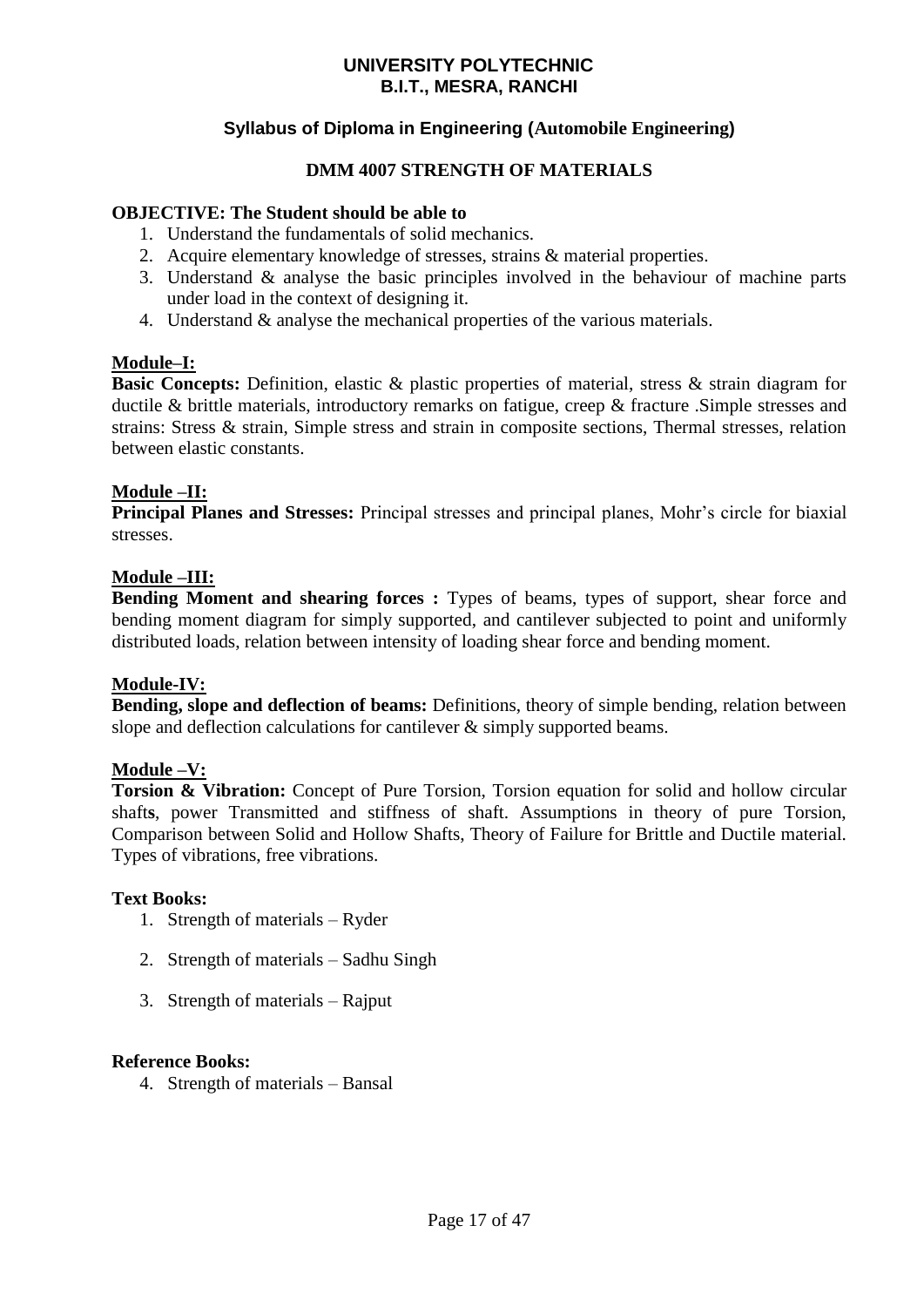**UNIVERSITY POLYTECHNIC**
**B.I.T., MESRA, RANCHI**

**Syllabus of Diploma in Engineering (Automobile Engineering)**

# DMM 4007 STRENGTH OF MATERIALS

**OBJECTIVE: The Student should be able to**

1. Understand the fundamentals of solid mechanics.
2. Acquire elementary knowledge of stresses, strains & material properties.
3. Understand & analyse the basic principles involved in the behaviour of machine parts under load in the context of designing it.
4. Understand & analyse the mechanical properties of the various materials.

**Module–I:**

**Basic Concepts:** Definition, elastic & plastic properties of material, stress & strain diagram for ductile & brittle materials, introductory remarks on fatigue, creep & fracture .Simple stresses and strains: Stress & strain, Simple stress and strain in composite sections, Thermal stresses, relation between elastic constants.

**Module –II:**

**Principal Planes and Stresses:** Principal stresses and principal planes, Mohr's circle for biaxial stresses.

**Module –III:**

**Bending Moment and shearing forces :** Types of beams, types of support, shear force and bending moment diagram for simply supported, and cantilever subjected to point and uniformly distributed loads, relation between intensity of loading shear force and bending moment.

**Module-IV:**

**Bending, slope and deflection of beams:** Definitions, theory of simple bending, relation between slope and deflection calculations for cantilever & simply supported beams.

**Module –V:**

**Torsion & Vibration:** Concept of Pure Torsion, Torsion equation for solid and hollow circular shafts, power Transmitted and stiffness of shaft. Assumptions in theory of pure Torsion, Comparison between Solid and Hollow Shafts, Theory of Failure for Brittle and Ductile material. Types of vibrations, free vibrations.

**Text Books:**

1. Strength of materials – Ryder
2. Strength of materials – Sadhu Singh
3. Strength of materials – Rajput

**Reference Books:**

4. Strength of materials – Bansal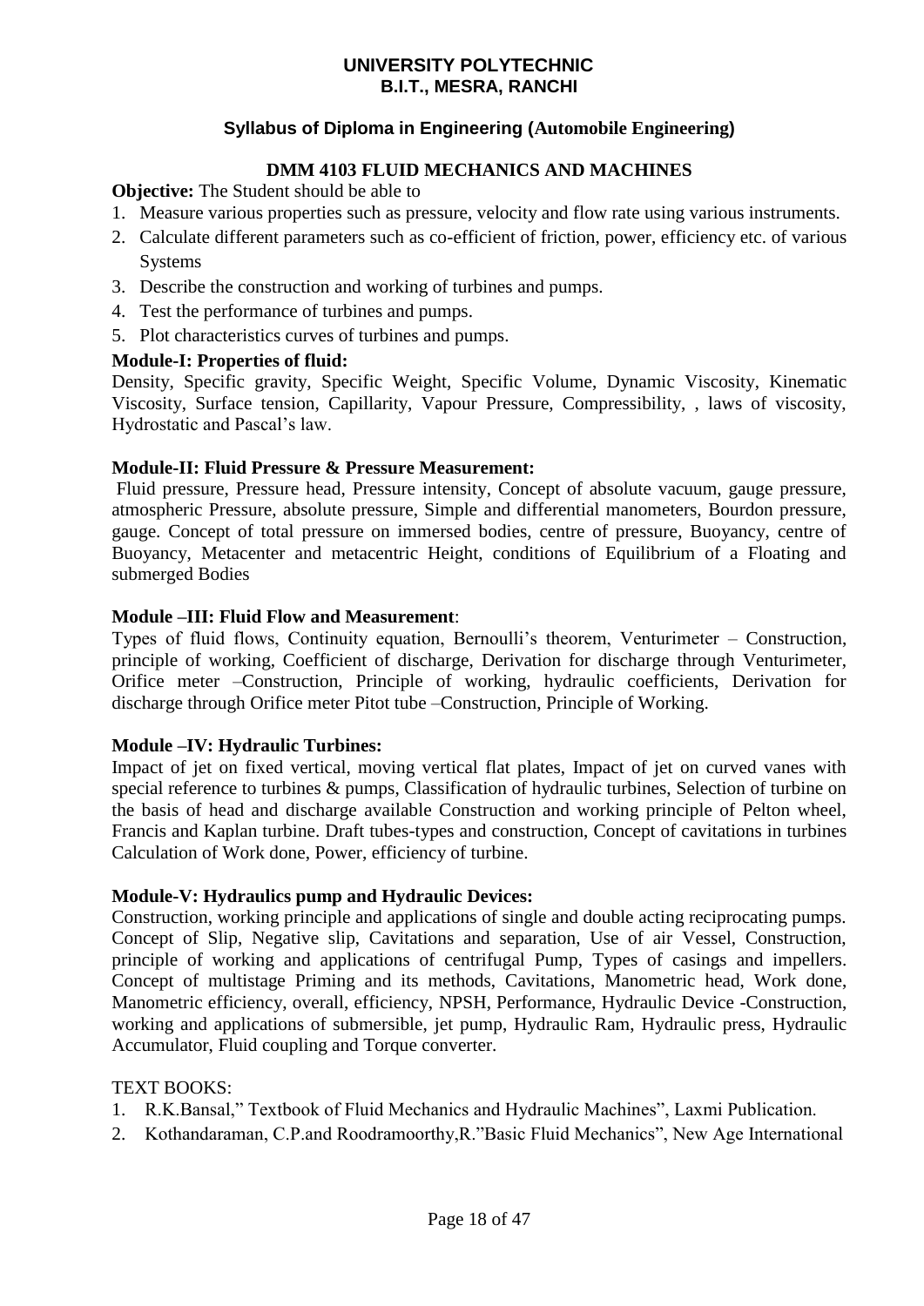# UNIVERSITY POLYTECHNIC
## B.I.T., MESRA, RANCHI

### Syllabus of Diploma in Engineering (Automobile Engineering)

### DMM 4103 FLUID MECHANICS AND MACHINES

**Objective:** The Student should be able to

1. Measure various properties such as pressure, velocity and flow rate using various instruments.
2. Calculate different parameters such as co-efficient of friction, power, efficiency etc. of various Systems
3. Describe the construction and working of turbines and pumps.
4. Test the performance of turbines and pumps.
5. Plot characteristics curves of turbines and pumps.

**Module-I: Properties of fluid:**

Density, Specific gravity, Specific Weight, Specific Volume, Dynamic Viscosity, Kinematic Viscosity, Surface tension, Capillarity, Vapour Pressure, Compressibility, , laws of viscosity, Hydrostatic and Pascal's law.

**Module-II: Fluid Pressure & Pressure Measurement:**

Fluid pressure, Pressure head, Pressure intensity, Concept of absolute vacuum, gauge pressure, atmospheric Pressure, absolute pressure, Simple and differential manometers, Bourdon pressure, gauge. Concept of total pressure on immersed bodies, centre of pressure, Buoyancy, centre of Buoyancy, Metacenter and metacentric Height, conditions of Equilibrium of a Floating and submerged Bodies

**Module –III: Fluid Flow and Measurement**:

Types of fluid flows, Continuity equation, Bernoulli's theorem, Venturimeter – Construction, principle of working, Coefficient of discharge, Derivation for discharge through Venturimeter, Orifice meter –Construction, Principle of working, hydraulic coefficients, Derivation for discharge through Orifice meter Pitot tube –Construction, Principle of Working.

**Module –IV: Hydraulic Turbines:**

Impact of jet on fixed vertical, moving vertical flat plates, Impact of jet on curved vanes with special reference to turbines & pumps, Classification of hydraulic turbines, Selection of turbine on the basis of head and discharge available Construction and working principle of Pelton wheel, Francis and Kaplan turbine. Draft tubes-types and construction, Concept of cavitations in turbines Calculation of Work done, Power, efficiency of turbine.

**Module-V: Hydraulics pump and Hydraulic Devices:**

Construction, working principle and applications of single and double acting reciprocating pumps. Concept of Slip, Negative slip, Cavitations and separation, Use of air Vessel, Construction, principle of working and applications of centrifugal Pump, Types of casings and impellers. Concept of multistage Priming and its methods, Cavitations, Manometric head, Work done, Manometric efficiency, overall, efficiency, NPSH, Performance, Hydraulic Device -Construction, working and applications of submersible, jet pump, Hydraulic Ram, Hydraulic press, Hydraulic Accumulator, Fluid coupling and Torque converter.

TEXT BOOKS:

1. R.K.Bansal," Textbook of Fluid Mechanics and Hydraulic Machines", Laxmi Publication.
2. Kothandaraman, C.P.and Roodramoorthy,R."Basic Fluid Mechanics", New Age International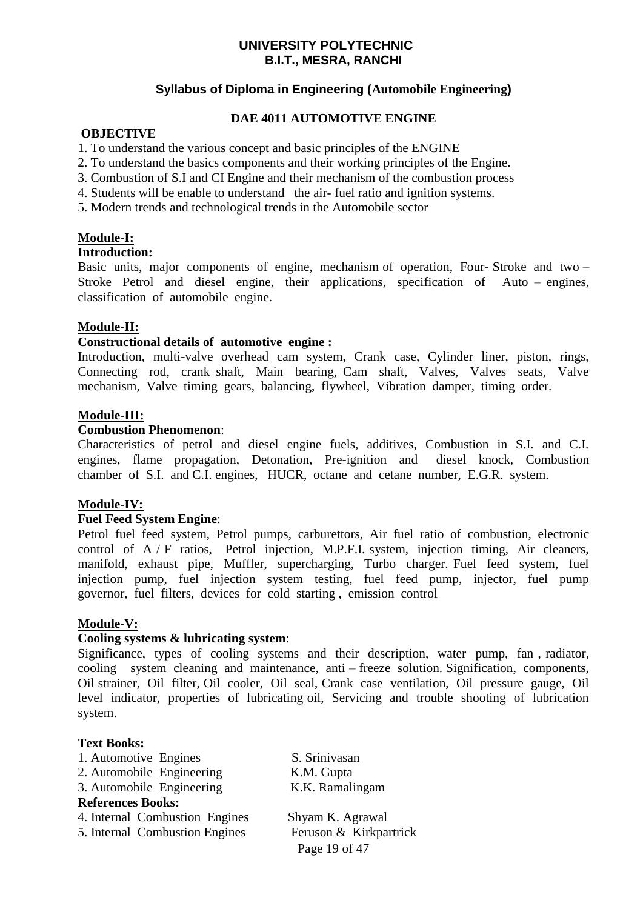# UNIVERSITY POLYTECHNIC
## B.I.T., MESRA, RANCHI

### Syllabus of Diploma in Engineering (Automobile Engineering)

### DAE 4011 AUTOMOTIVE ENGINE

**OBJECTIVE**

1. To understand the various concept and basic principles of the ENGINE
2. To understand the basics components and their working principles of the Engine.
3. Combustion of S.I and CI Engine and their mechanism of the combustion process
4. Students will be enable to understand the air- fuel ratio and ignition systems.
5. Modern trends and technological trends in the Automobile sector

**Module-I:**

**Introduction:**

Basic units, major components of engine, mechanism of operation, Four- Stroke and two – Stroke Petrol and diesel engine, their applications, specification of Auto – engines, classification of automobile engine.

**Module-II:**

**Constructional details of automotive engine :**

Introduction, multi-valve overhead cam system, Crank case, Cylinder liner, piston, rings, Connecting rod, crank shaft, Main bearing, Cam shaft, Valves, Valves seats, Valve mechanism, Valve timing gears, balancing, flywheel, Vibration damper, timing order.

**Module-III:**

**Combustion Phenomenon**:

Characteristics of petrol and diesel engine fuels, additives, Combustion in S.I. and C.I. engines, flame propagation, Detonation, Pre-ignition and diesel knock, Combustion chamber of S.I. and C.I. engines, HUCR, octane and cetane number, E.G.R. system.

**Module-IV:**

**Fuel Feed System Engine**:

Petrol fuel feed system, Petrol pumps, carburettors, Air fuel ratio of combustion, electronic control of A / F ratios, Petrol injection, M.P.F.I. system, injection timing, Air cleaners, manifold, exhaust pipe, Muffler, supercharging, Turbo charger. Fuel feed system, fuel injection pump, fuel injection system testing, fuel feed pump, injector, fuel pump governor, fuel filters, devices for cold starting , emission control

**Module-V:**

**Cooling systems & lubricating system**:

Significance, types of cooling systems and their description, water pump, fan , radiator, cooling system cleaning and maintenance, anti – freeze solution. Signification, components, Oil strainer, Oil filter, Oil cooler, Oil seal, Crank case ventilation, Oil pressure gauge, Oil level indicator, properties of lubricating oil, Servicing and trouble shooting of lubrication system.

**Text Books:**

1. Automotive Engines — S. Srinivasan
2. Automobile Engineering — K.M. Gupta
3. Automobile Engineering — K.K. Ramalingam

**References Books:**

4. Internal Combustion Engines — Shyam K. Agrawal
5. Internal Combustion Engines — Feruson & Kirkpartrick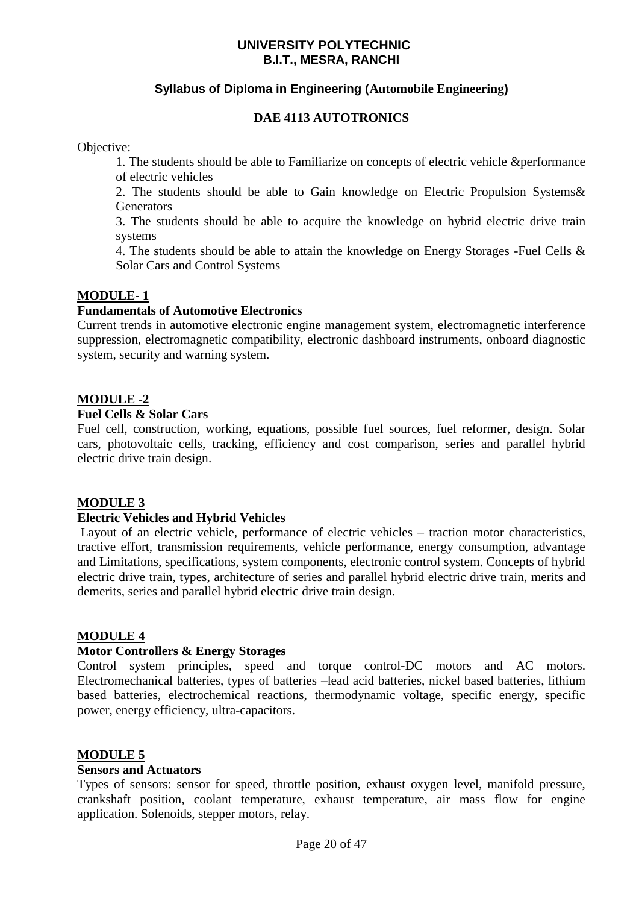**UNIVERSITY POLYTECHNIC**
**B.I.T., MESRA, RANCHI**

**Syllabus of Diploma in Engineering (Automobile Engineering)**

# DAE 4113 AUTOTRONICS

Objective:

1. The students should be able to Familiarize on concepts of electric vehicle &performance of electric vehicles
2. The students should be able to Gain knowledge on Electric Propulsion Systems& Generators
3. The students should be able to acquire the knowledge on hybrid electric drive train systems
4. The students should be able to attain the knowledge on Energy Storages -Fuel Cells & Solar Cars and Control Systems

## MODULE- 1

### Fundamentals of Automotive Electronics

Current trends in automotive electronic engine management system, electromagnetic interference suppression, electromagnetic compatibility, electronic dashboard instruments, onboard diagnostic system, security and warning system.

## MODULE -2

### Fuel Cells & Solar Cars

Fuel cell, construction, working, equations, possible fuel sources, fuel reformer, design. Solar cars, photovoltaic cells, tracking, efficiency and cost comparison, series and parallel hybrid electric drive train design.

## MODULE 3

### Electric Vehicles and Hybrid Vehicles

Layout of an electric vehicle, performance of electric vehicles – traction motor characteristics, tractive effort, transmission requirements, vehicle performance, energy consumption, advantage and Limitations, specifications, system components, electronic control system. Concepts of hybrid electric drive train, types, architecture of series and parallel hybrid electric drive train, merits and demerits, series and parallel hybrid electric drive train design.

## MODULE 4

### Motor Controllers & Energy Storages

Control system principles, speed and torque control-DC motors and AC motors. Electromechanical batteries, types of batteries –lead acid batteries, nickel based batteries, lithium based batteries, electrochemical reactions, thermodynamic voltage, specific energy, specific power, energy efficiency, ultra-capacitors.

## MODULE 5

### Sensors and Actuators

Types of sensors: sensor for speed, throttle position, exhaust oxygen level, manifold pressure, crankshaft position, coolant temperature, exhaust temperature, air mass flow for engine application. Solenoids, stepper motors, relay.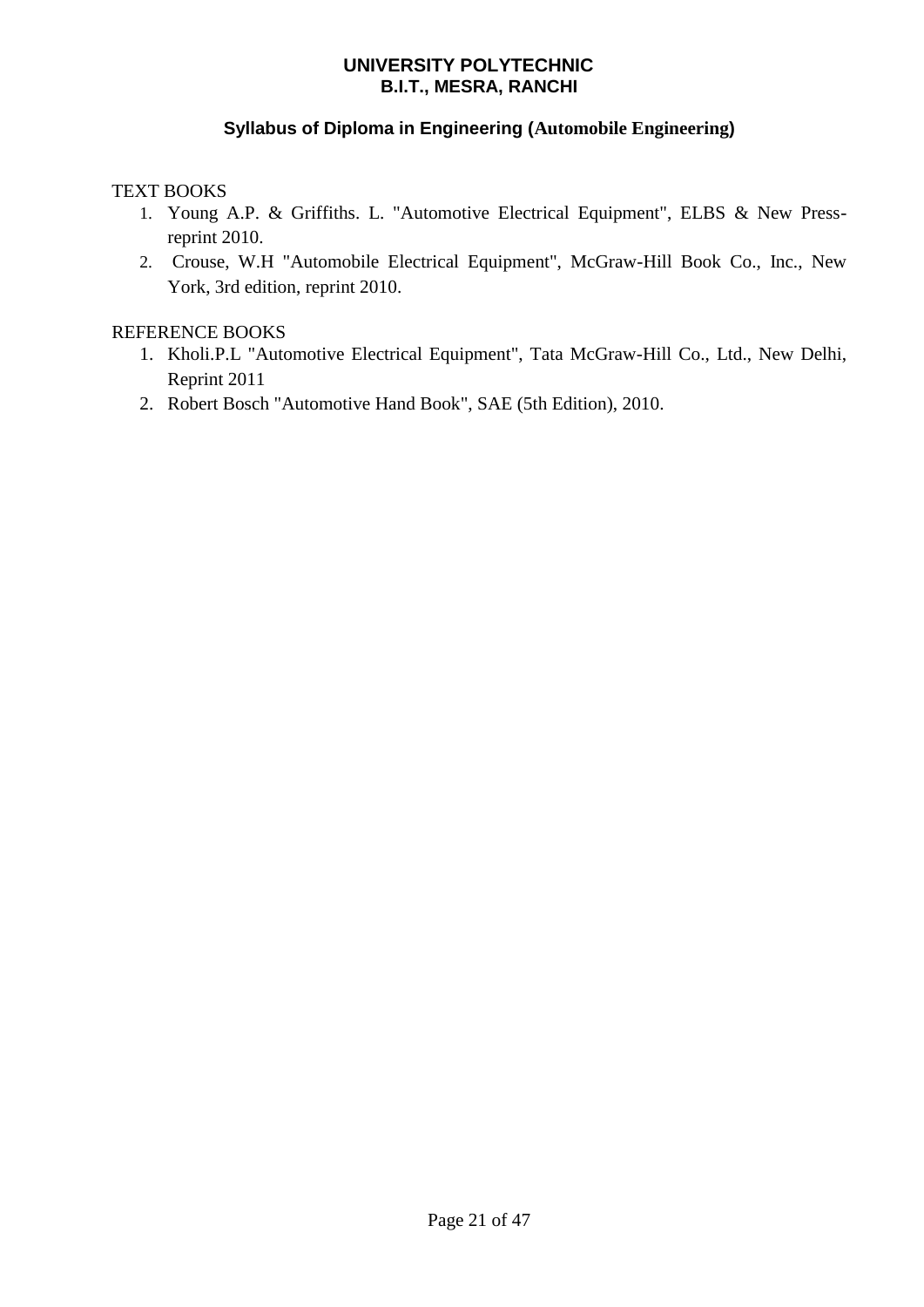TEXT BOOKS

1. Young A.P. & Griffiths. L. "Automotive Electrical Equipment", ELBS & New Press-reprint 2010.
2. Crouse, W.H "Automobile Electrical Equipment", McGraw-Hill Book Co., Inc., New York, 3rd edition, reprint 2010.

REFERENCE BOOKS

1. Kholi.P.L "Automotive Electrical Equipment", Tata McGraw-Hill Co., Ltd., New Delhi, Reprint 2011
2. Robert Bosch "Automotive Hand Book", SAE (5th Edition), 2010.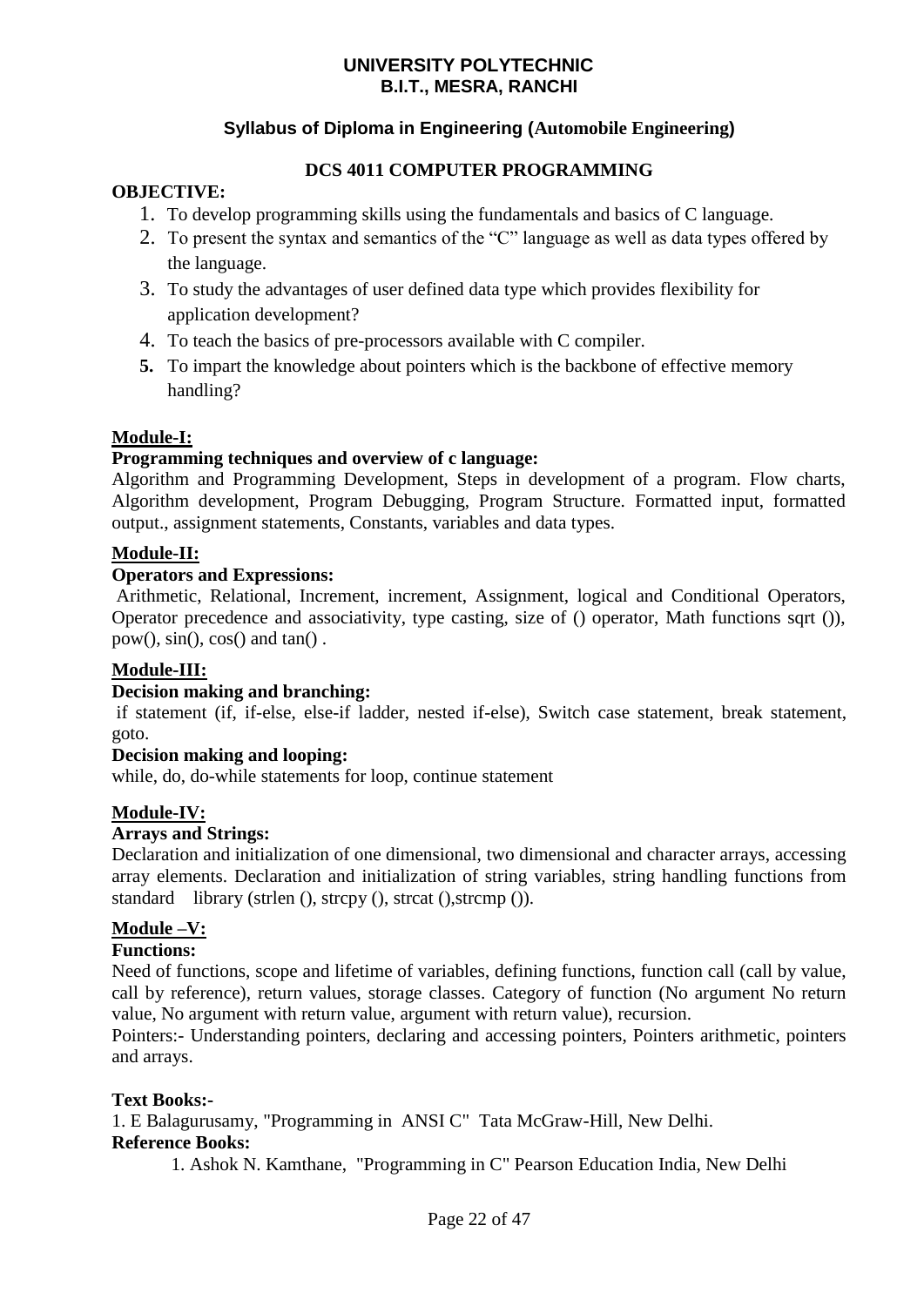**UNIVERSITY POLYTECHNIC**
**B.I.T., MESRA, RANCHI**

**Syllabus of Diploma in Engineering (Automobile Engineering)**

## DCS 4011 COMPUTER PROGRAMMING

**OBJECTIVE:**

1. To develop programming skills using the fundamentals and basics of C language.
2. To present the syntax and semantics of the "C" language as well as data types offered by the language.
3. To study the advantages of user defined data type which provides flexibility for application development?
4. To teach the basics of pre-processors available with C compiler.
5. To impart the knowledge about pointers which is the backbone of effective memory handling?

### Module-I:

**Programming techniques and overview of c language:**

Algorithm and Programming Development, Steps in development of a program. Flow charts, Algorithm development, Program Debugging, Program Structure. Formatted input, formatted output., assignment statements, Constants, variables and data types.

### Module-II:

**Operators and Expressions:**

Arithmetic, Relational, Increment, increment, Assignment, logical and Conditional Operators, Operator precedence and associativity, type casting, size of () operator, Math functions sqrt ()), pow(), sin(), cos() and tan() .

### Module-III:

**Decision making and branching:**

if statement (if, if-else, else-if ladder, nested if-else), Switch case statement, break statement, goto.

**Decision making and looping:**

while, do, do-while statements for loop, continue statement

### Module-IV:

**Arrays and Strings:**

Declaration and initialization of one dimensional, two dimensional and character arrays, accessing array elements. Declaration and initialization of string variables, string handling functions from standard library (strlen (), strcpy (), strcat (),strcmp ()).

### Module –V:

**Functions:**

Need of functions, scope and lifetime of variables, defining functions, function call (call by value, call by reference), return values, storage classes. Category of function (No argument No return value, No argument with return value, argument with return value), recursion.

Pointers:- Understanding pointers, declaring and accessing pointers, Pointers arithmetic, pointers and arrays.

**Text Books:-**

1. E Balagurusamy, "Programming in ANSI C" Tata McGraw-Hill, New Delhi.

**Reference Books:**

1. Ashok N. Kamthane, "Programming in C" Pearson Education India, New Delhi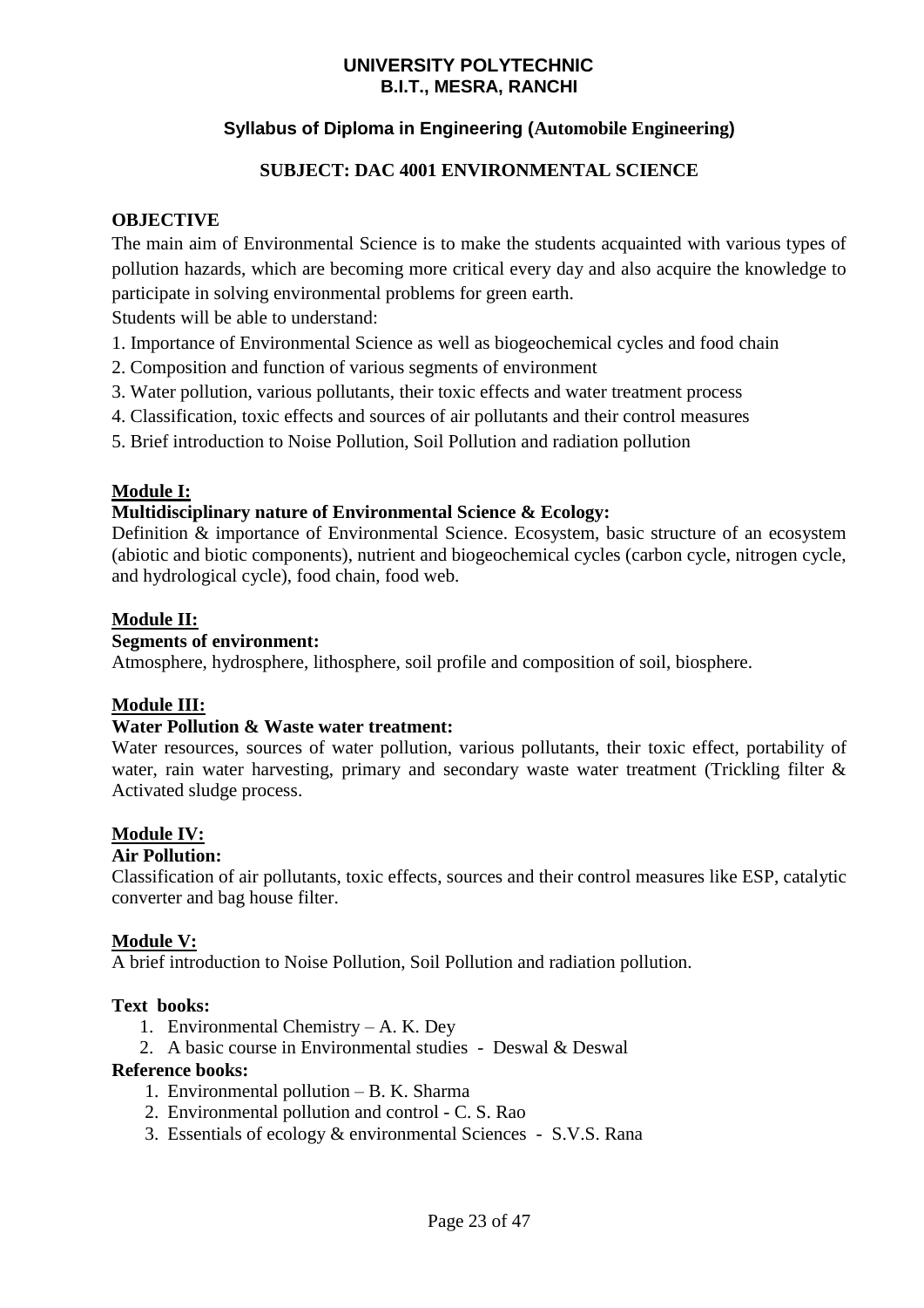**UNIVERSITY POLYTECHNIC**
**B.I.T., MESRA, RANCHI**

**Syllabus of Diploma in Engineering (Automobile Engineering)**

## SUBJECT: DAC 4001 ENVIRONMENTAL SCIENCE

### OBJECTIVE

The main aim of Environmental Science is to make the students acquainted with various types of pollution hazards, which are becoming more critical every day and also acquire the knowledge to participate in solving environmental problems for green earth.

Students will be able to understand:

1. Importance of Environmental Science as well as biogeochemical cycles and food chain
2. Composition and function of various segments of environment
3. Water pollution, various pollutants, their toxic effects and water treatment process
4. Classification, toxic effects and sources of air pollutants and their control measures
5. Brief introduction to Noise Pollution, Soil Pollution and radiation pollution

### Module I:

**Multidisciplinary nature of Environmental Science & Ecology:**

Definition & importance of Environmental Science. Ecosystem, basic structure of an ecosystem (abiotic and biotic components), nutrient and biogeochemical cycles (carbon cycle, nitrogen cycle, and hydrological cycle), food chain, food web.

### Module II:

**Segments of environment:**

Atmosphere, hydrosphere, lithosphere, soil profile and composition of soil, biosphere.

### Module III:

**Water Pollution & Waste water treatment:**

Water resources, sources of water pollution, various pollutants, their toxic effect, portability of water, rain water harvesting, primary and secondary waste water treatment (Trickling filter & Activated sludge process.

### Module IV:

**Air Pollution:**

Classification of air pollutants, toxic effects, sources and their control measures like ESP, catalytic converter and bag house filter.

### Module V:

A brief introduction to Noise Pollution, Soil Pollution and radiation pollution.

**Text books:**

1. Environmental Chemistry – A. K. Dey
2. A basic course in Environmental studies - Deswal & Deswal

**Reference books:**

1. Environmental pollution – B. K. Sharma
2. Environmental pollution and control - C. S. Rao
3. Essentials of ecology & environmental Sciences - S.V.S. Rana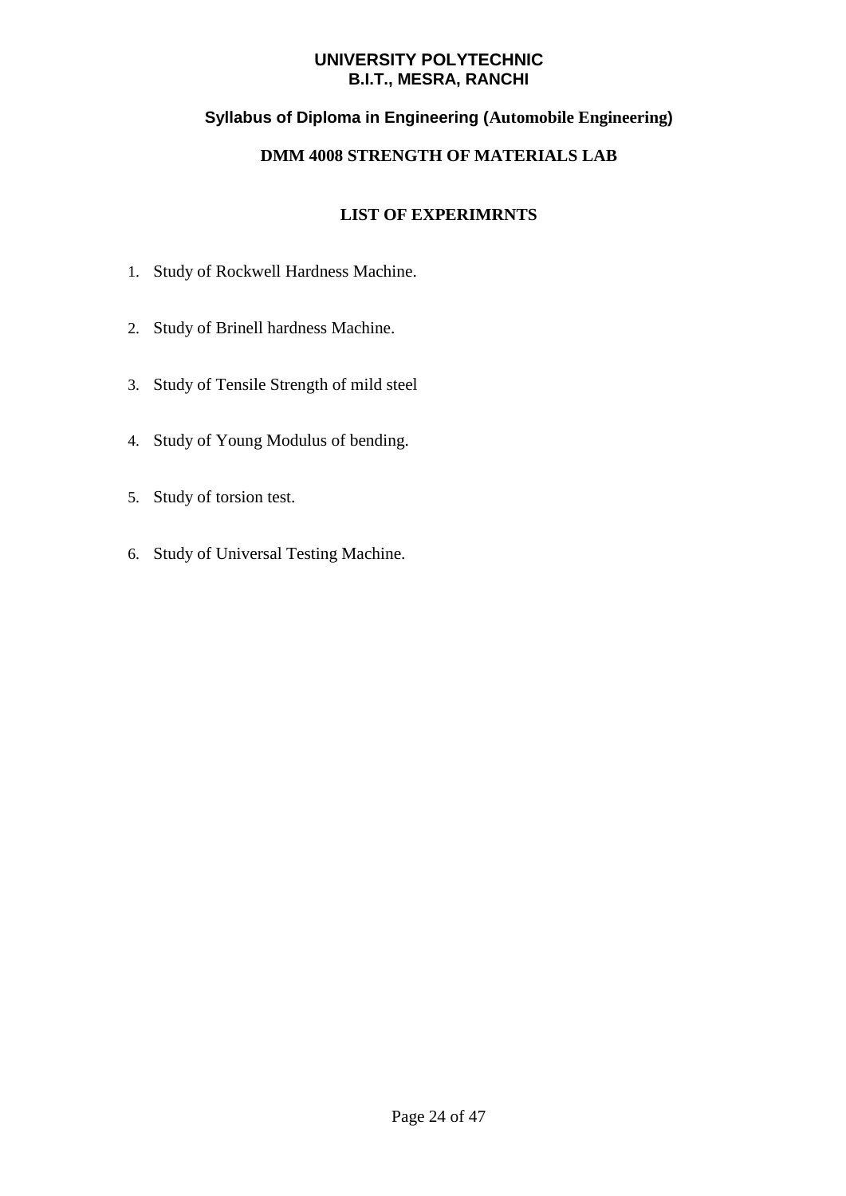# UNIVERSITY POLYTECHNIC
## B.I.T., MESRA, RANCHI

### Syllabus of Diploma in Engineering (Automobile Engineering)

### DMM 4008 STRENGTH OF MATERIALS LAB

### LIST OF EXPERIMRNTS

1. Study of Rockwell Hardness Machine.
2. Study of Brinell hardness Machine.
3. Study of Tensile Strength of mild steel
4. Study of Young Modulus of bending.
5. Study of torsion test.
6. Study of Universal Testing Machine.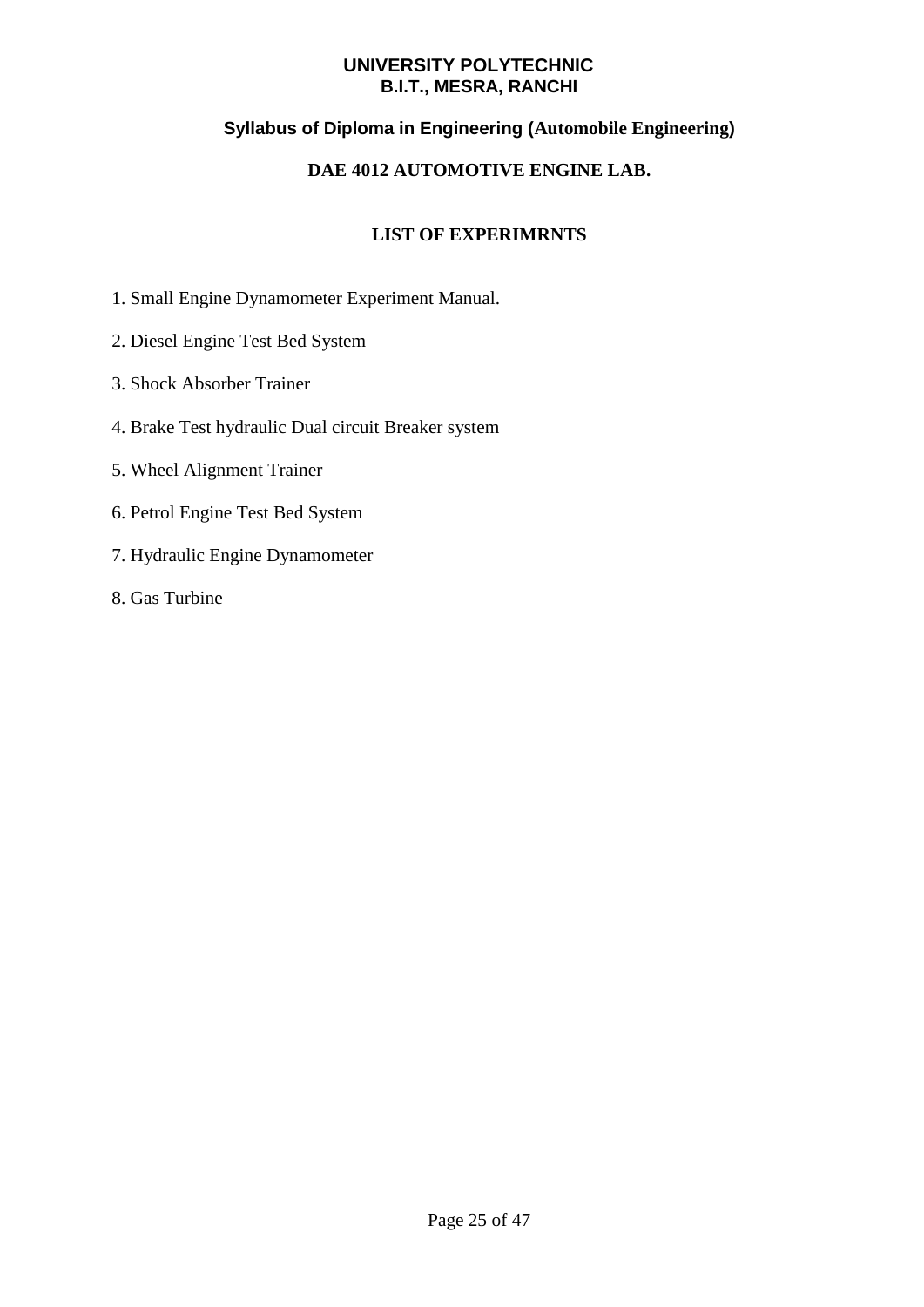**UNIVERSITY POLYTECHNIC**
**B.I.T., MESRA, RANCHI**

**Syllabus of Diploma in Engineering (Automobile Engineering)**

**DAE 4012 AUTOMOTIVE ENGINE LAB.**

**LIST OF EXPERIMRNTS**

1. Small Engine Dynamometer Experiment Manual.
2. Diesel Engine Test Bed System
3. Shock Absorber Trainer
4. Brake Test hydraulic Dual circuit Breaker system
5. Wheel Alignment Trainer
6. Petrol Engine Test Bed System
7. Hydraulic Engine Dynamometer
8. Gas Turbine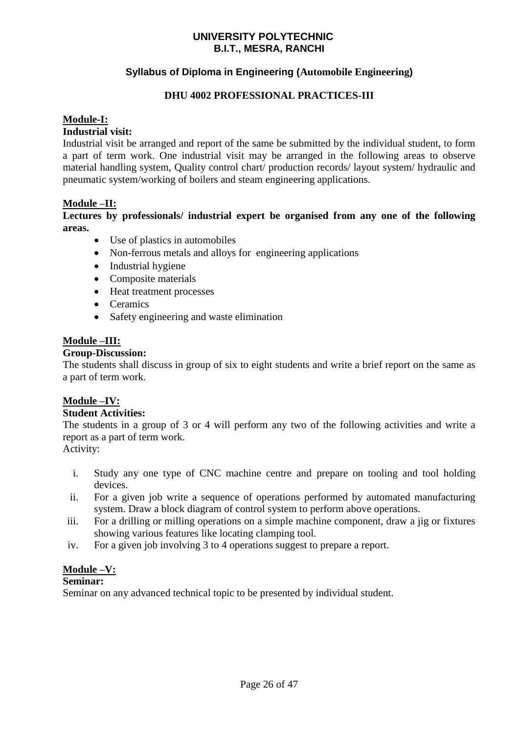# UNIVERSITY POLYTECHNIC
# B.I.T., MESRA, RANCHI

## Syllabus of Diploma in Engineering (Automobile Engineering)

## DHU 4002 PROFESSIONAL PRACTICES-III

### Module-I:

**Industrial visit:**

Industrial visit be arranged and report of the same be submitted by the individual student, to form a part of term work. One industrial visit may be arranged in the following areas to observe material handling system, Quality control chart/ production records/ layout system/ hydraulic and pneumatic system/working of boilers and steam engineering applications.

### Module –II:

**Lectures by professionals/ industrial expert be organised from any one of the following areas.**

- Use of plastics in automobiles
- Non-ferrous metals and alloys for engineering applications
- Industrial hygiene
- Composite materials
- Heat treatment processes
- Ceramics
- Safety engineering and waste elimination

### Module –III:

**Group-Discussion:**

The students shall discuss in group of six to eight students and write a brief report on the same as a part of term work.

### Module –IV:

**Student Activities:**

The students in a group of 3 or 4 will perform any two of the following activities and write a report as a part of term work.

Activity:

i. Study any one type of CNC machine centre and prepare on tooling and tool holding devices.
ii. For a given job write a sequence of operations performed by automated manufacturing system. Draw a block diagram of control system to perform above operations.
iii. For a drilling or milling operations on a simple machine component, draw a jig or fixtures showing various features like locating clamping tool.
iv. For a given job involving 3 to 4 operations suggest to prepare a report.

### Module –V:

**Seminar:**

Seminar on any advanced technical topic to be presented by individual student.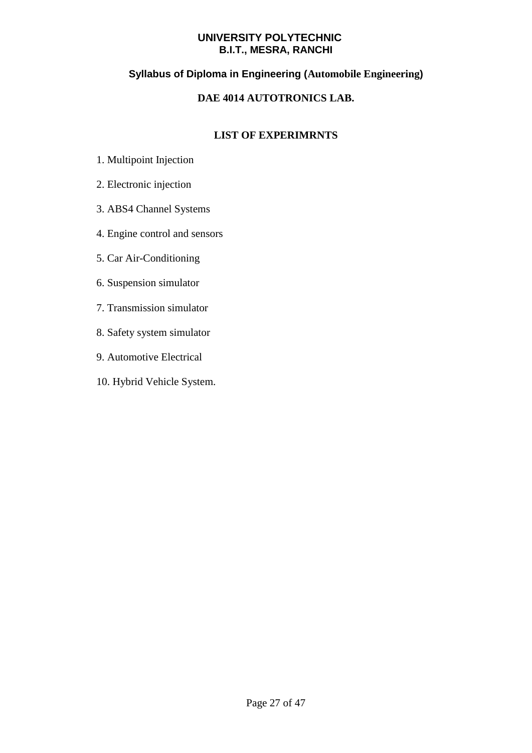**UNIVERSITY POLYTECHNIC**
**B.I.T., MESRA, RANCHI**

**Syllabus of Diploma in Engineering (Automobile Engineering)**

**DAE 4014 AUTOTRONICS LAB.**

**LIST OF EXPERIMRNTS**

1. Multipoint Injection
2. Electronic injection
3. ABS4 Channel Systems
4. Engine control and sensors
5. Car Air-Conditioning
6. Suspension simulator
7. Transmission simulator
8. Safety system simulator
9. Automotive Electrical
10. Hybrid Vehicle System.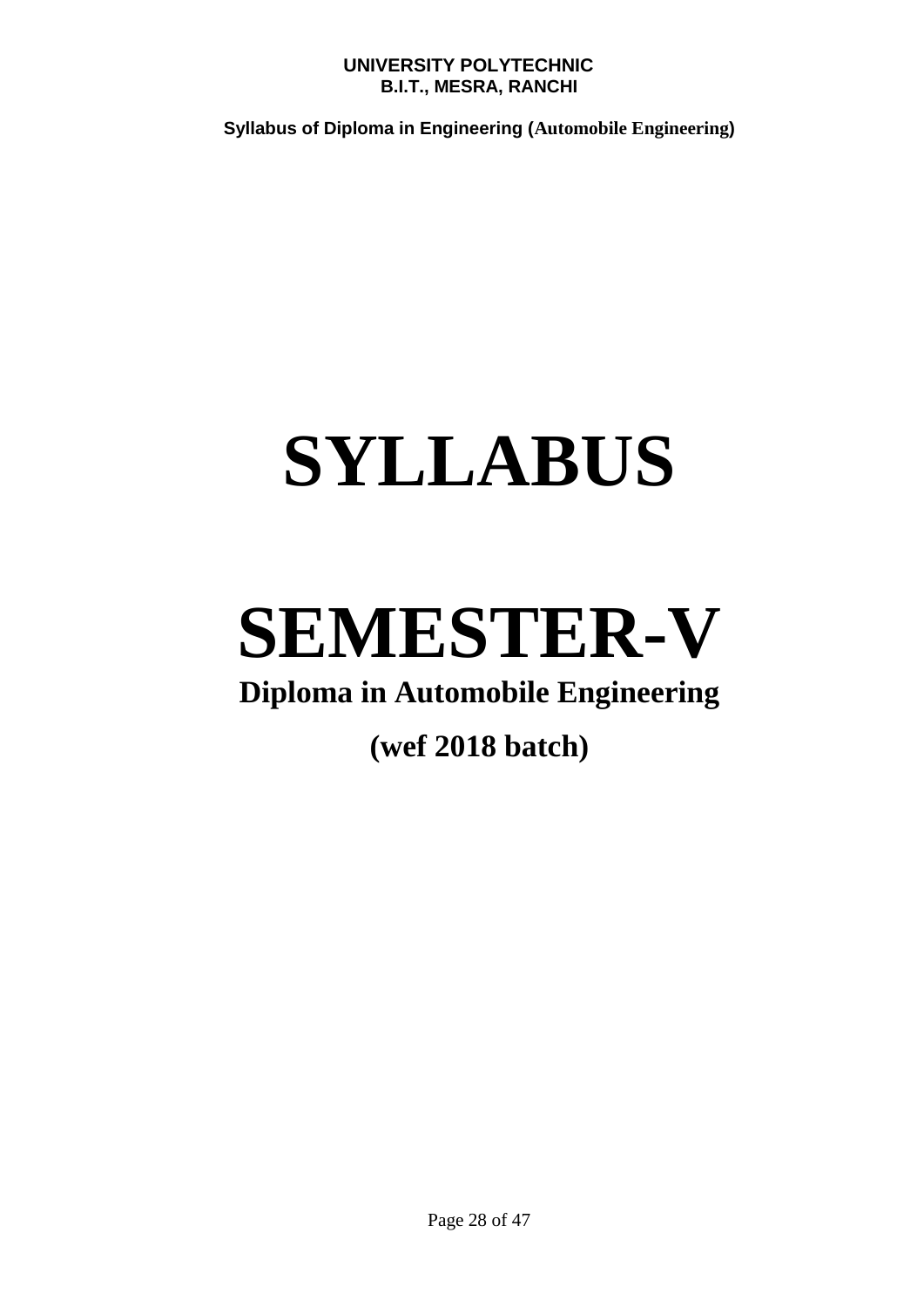# SYLLABUS

# SEMESTER-V

## Diploma in Automobile Engineering

## (wef 2018 batch)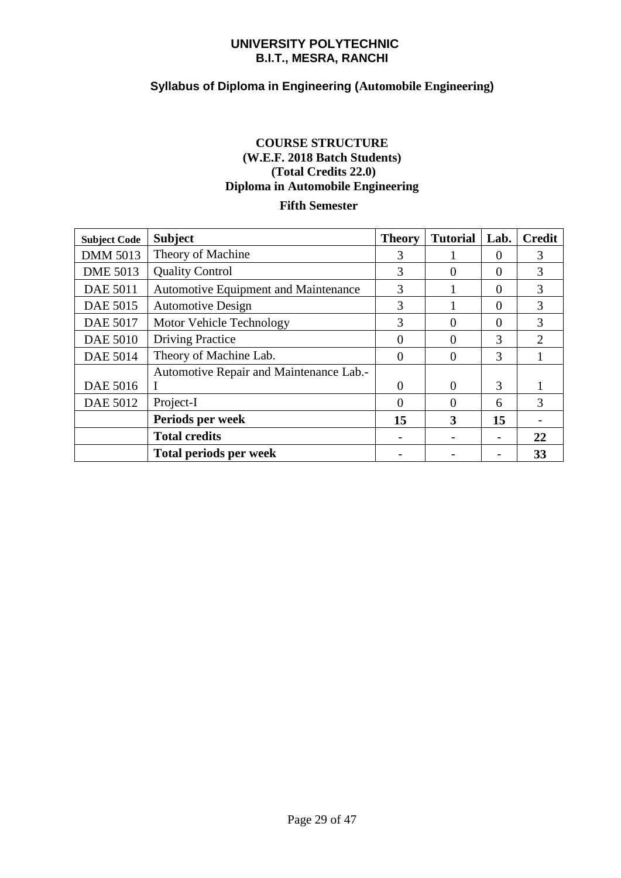**UNIVERSITY POLYTECHNIC**
**B.I.T., MESRA, RANCHI**

**Syllabus of Diploma in Engineering (Automobile Engineering)**

**COURSE STRUCTURE**
**(W.E.F. 2018 Batch Students)**
**(Total Credits 22.0)**
**Diploma in Automobile Engineering**

**Fifth Semester**

| Subject Code | Subject | Theory | Tutorial | Lab. | Credit |
|---|---|---|---|---|---|
| DMM 5013 | Theory of Machine | 3 | 1 | 0 | 3 |
| DME 5013 | Quality Control | 3 | 0 | 0 | 3 |
| DAE 5011 | Automotive Equipment and Maintenance | 3 | 1 | 0 | 3 |
| DAE 5015 | Automotive Design | 3 | 1 | 0 | 3 |
| DAE 5017 | Motor Vehicle Technology | 3 | 0 | 0 | 3 |
| DAE 5010 | Driving Practice | 0 | 0 | 3 | 2 |
| DAE 5014 | Theory of Machine Lab. | 0 | 0 | 3 | 1 |
| DAE 5016 | Automotive Repair and Maintenance Lab.-I | 0 | 0 | 3 | 1 |
| DAE 5012 | Project-I | 0 | 0 | 6 | 3 |
| | **Periods per week** | **15** | **3** | **15** | - |
| | **Total credits** | - | - | - | **22** |
| | **Total periods per week** | - | - | - | **33** |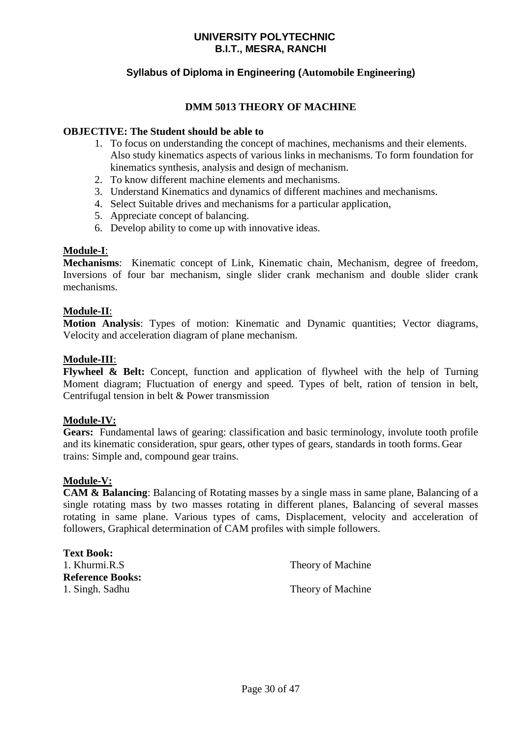**UNIVERSITY POLYTECHNIC**
**B.I.T., MESRA, RANCHI**

**Syllabus of Diploma in Engineering (Automobile Engineering)**

## DMM 5013 THEORY OF MACHINE

**OBJECTIVE: The Student should be able to**

1. To focus on understanding the concept of machines, mechanisms and their elements. Also study kinematics aspects of various links in mechanisms. To form foundation for kinematics synthesis, analysis and design of mechanism.
2. To know different machine elements and mechanisms.
3. Understand Kinematics and dynamics of different machines and mechanisms.
4. Select Suitable drives and mechanisms for a particular application,
5. Appreciate concept of balancing.
6. Develop ability to come up with innovative ideas.

**Module-I**:

**Mechanisms**: Kinematic concept of Link, Kinematic chain, Mechanism, degree of freedom, Inversions of four bar mechanism, single slider crank mechanism and double slider crank mechanisms.

**Module-II**:

**Motion Analysis**: Types of motion: Kinematic and Dynamic quantities; Vector diagrams, Velocity and acceleration diagram of plane mechanism.

**Module-III**:

**Flywheel & Belt:** Concept, function and application of flywheel with the help of Turning Moment diagram; Fluctuation of energy and speed. Types of belt, ration of tension in belt, Centrifugal tension in belt & Power transmission

**Module-IV:**

**Gears:** Fundamental laws of gearing: classification and basic terminology, involute tooth profile and its kinematic consideration, spur gears, other types of gears, standards in tooth forms. Gear trains: Simple and, compound gear trains.

**Module-V:**

**CAM & Balancing**: Balancing of Rotating masses by a single mass in same plane, Balancing of a single rotating mass by two masses rotating in different planes, Balancing of several masses rotating in same plane. Various types of cams, Displacement, velocity and acceleration of followers, Graphical determination of CAM profiles with simple followers.

**Text Book:**

1. Khurmi.R.S — Theory of Machine

**Reference Books:**

1. Singh. Sadhu — Theory of Machine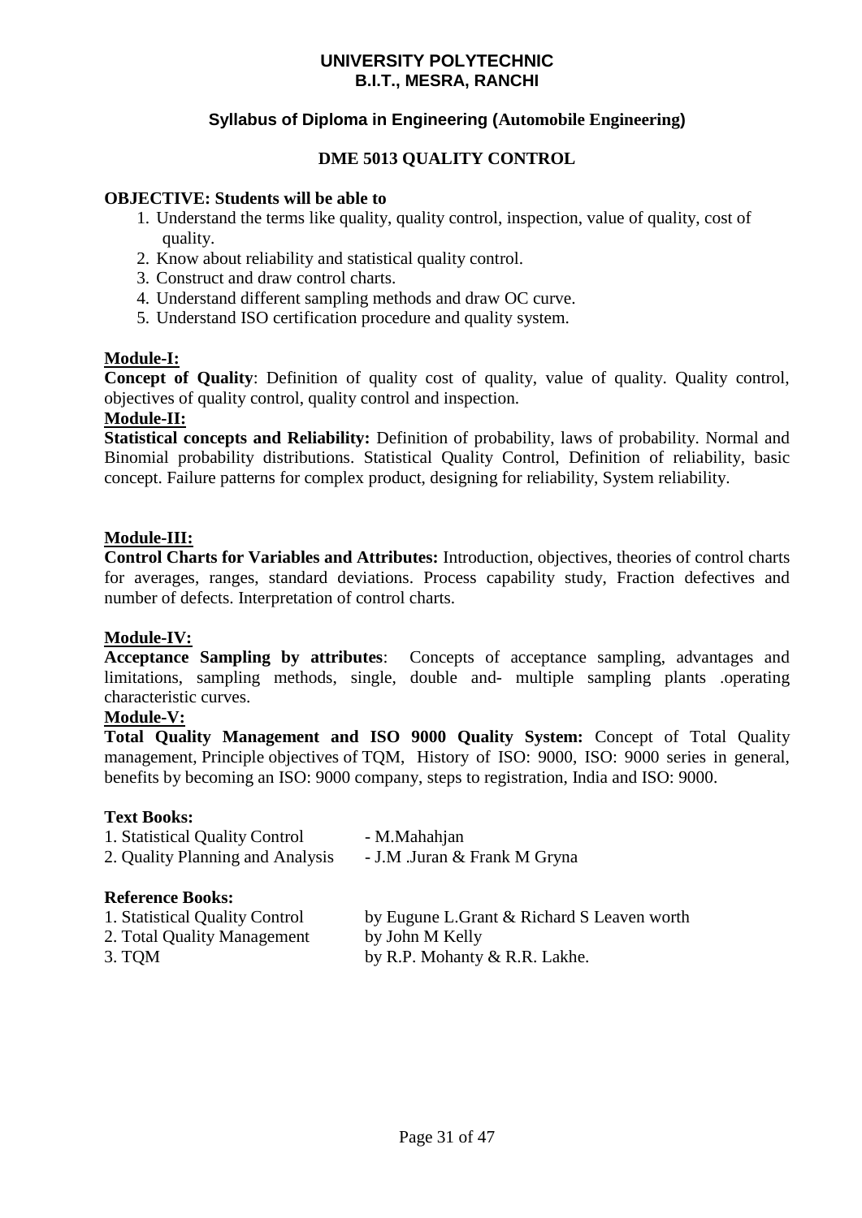# UNIVERSITY POLYTECHNIC
## B.I.T., MESRA, RANCHI

### Syllabus of Diploma in Engineering (Automobile Engineering)

### DME 5013 QUALITY CONTROL

**OBJECTIVE: Students will be able to**

1. Understand the terms like quality, quality control, inspection, value of quality, cost of quality.
2. Know about reliability and statistical quality control.
3. Construct and draw control charts.
4. Understand different sampling methods and draw OC curve.
5. Understand ISO certification procedure and quality system.

**Module-I:**

**Concept of Quality**: Definition of quality cost of quality, value of quality. Quality control, objectives of quality control, quality control and inspection.

**Module-II:**

**Statistical concepts and Reliability:** Definition of probability, laws of probability. Normal and Binomial probability distributions. Statistical Quality Control, Definition of reliability, basic concept. Failure patterns for complex product, designing for reliability, System reliability.

**Module-III:**

**Control Charts for Variables and Attributes:** Introduction, objectives, theories of control charts for averages, ranges, standard deviations. Process capability study, Fraction defectives and number of defects. Interpretation of control charts.

**Module-IV:**

**Acceptance Sampling by attributes**: Concepts of acceptance sampling, advantages and limitations, sampling methods, single, double and- multiple sampling plants .operating characteristic curves.

**Module-V:**

**Total Quality Management and ISO 9000 Quality System:** Concept of Total Quality management, Principle objectives of TQM, History of ISO: 9000, ISO: 9000 series in general, benefits by becoming an ISO: 9000 company, steps to registration, India and ISO: 9000.

**Text Books:**

1. Statistical Quality Control - M.Mahahjan
2. Quality Planning and Analysis - J.M .Juran & Frank M Gryna

**Reference Books:**

1. Statistical Quality Control by Eugune L.Grant & Richard S Leaven worth
2. Total Quality Management by John M Kelly
3. TQM by R.P. Mohanty & R.R. Lakhe.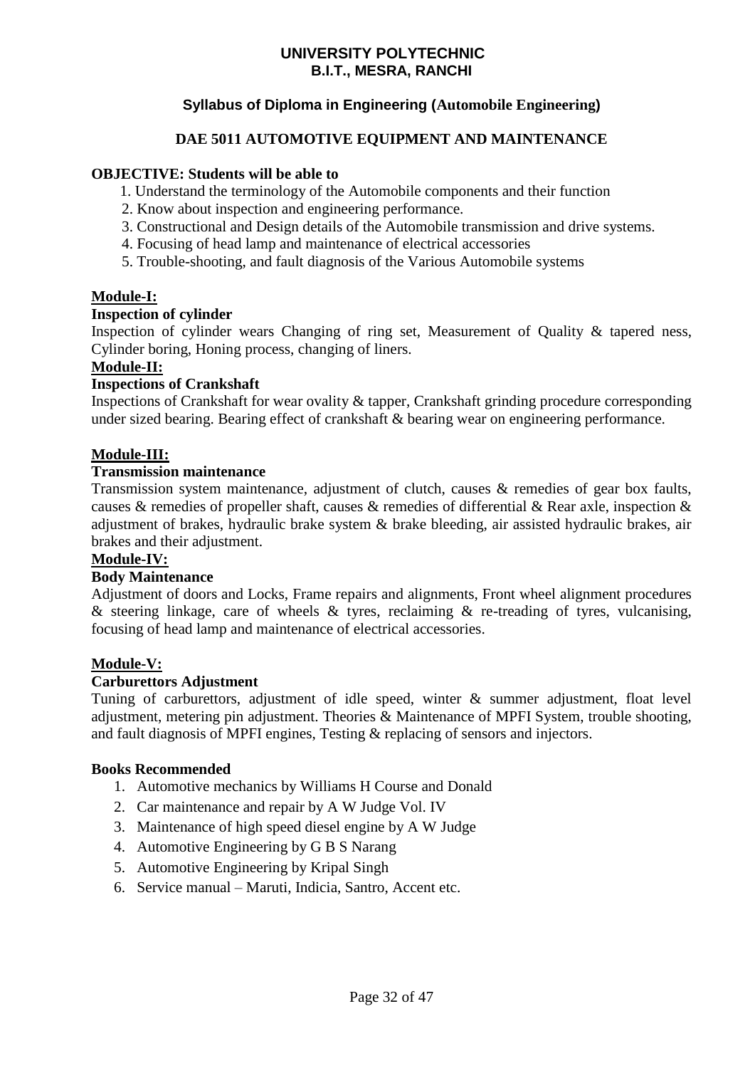# UNIVERSITY POLYTECHNIC
## B.I.T., MESRA, RANCHI

### Syllabus of Diploma in Engineering (Automobile Engineering)

### DAE 5011 AUTOMOTIVE EQUIPMENT AND MAINTENANCE

**OBJECTIVE: Students will be able to**

1. Understand the terminology of the Automobile components and their function
2. Know about inspection and engineering performance.
3. Constructional and Design details of the Automobile transmission and drive systems.
4. Focusing of head lamp and maintenance of electrical accessories
5. Trouble-shooting, and fault diagnosis of the Various Automobile systems

**Module-I:**

**Inspection of cylinder**

Inspection of cylinder wears Changing of ring set, Measurement of Quality & tapered ness, Cylinder boring, Honing process, changing of liners.

**Module-II:**

**Inspections of Crankshaft**

Inspections of Crankshaft for wear ovality & tapper, Crankshaft grinding procedure corresponding under sized bearing. Bearing effect of crankshaft & bearing wear on engineering performance.

**Module-III:**

**Transmission maintenance**

Transmission system maintenance, adjustment of clutch, causes & remedies of gear box faults, causes & remedies of propeller shaft, causes & remedies of differential & Rear axle, inspection & adjustment of brakes, hydraulic brake system & brake bleeding, air assisted hydraulic brakes, air brakes and their adjustment.

**Module-IV:**

**Body Maintenance**

Adjustment of doors and Locks, Frame repairs and alignments, Front wheel alignment procedures & steering linkage, care of wheels & tyres, reclaiming & re-treading of tyres, vulcanising, focusing of head lamp and maintenance of electrical accessories.

**Module-V:**

**Carburettors Adjustment**

Tuning of carburettors, adjustment of idle speed, winter & summer adjustment, float level adjustment, metering pin adjustment. Theories & Maintenance of MPFI System, trouble shooting, and fault diagnosis of MPFI engines, Testing & replacing of sensors and injectors.

**Books Recommended**

1. Automotive mechanics by Williams H Course and Donald
2. Car maintenance and repair by A W Judge Vol. IV
3. Maintenance of high speed diesel engine by A W Judge
4. Automotive Engineering by G B S Narang
5. Automotive Engineering by Kripal Singh
6. Service manual – Maruti, Indicia, Santro, Accent etc.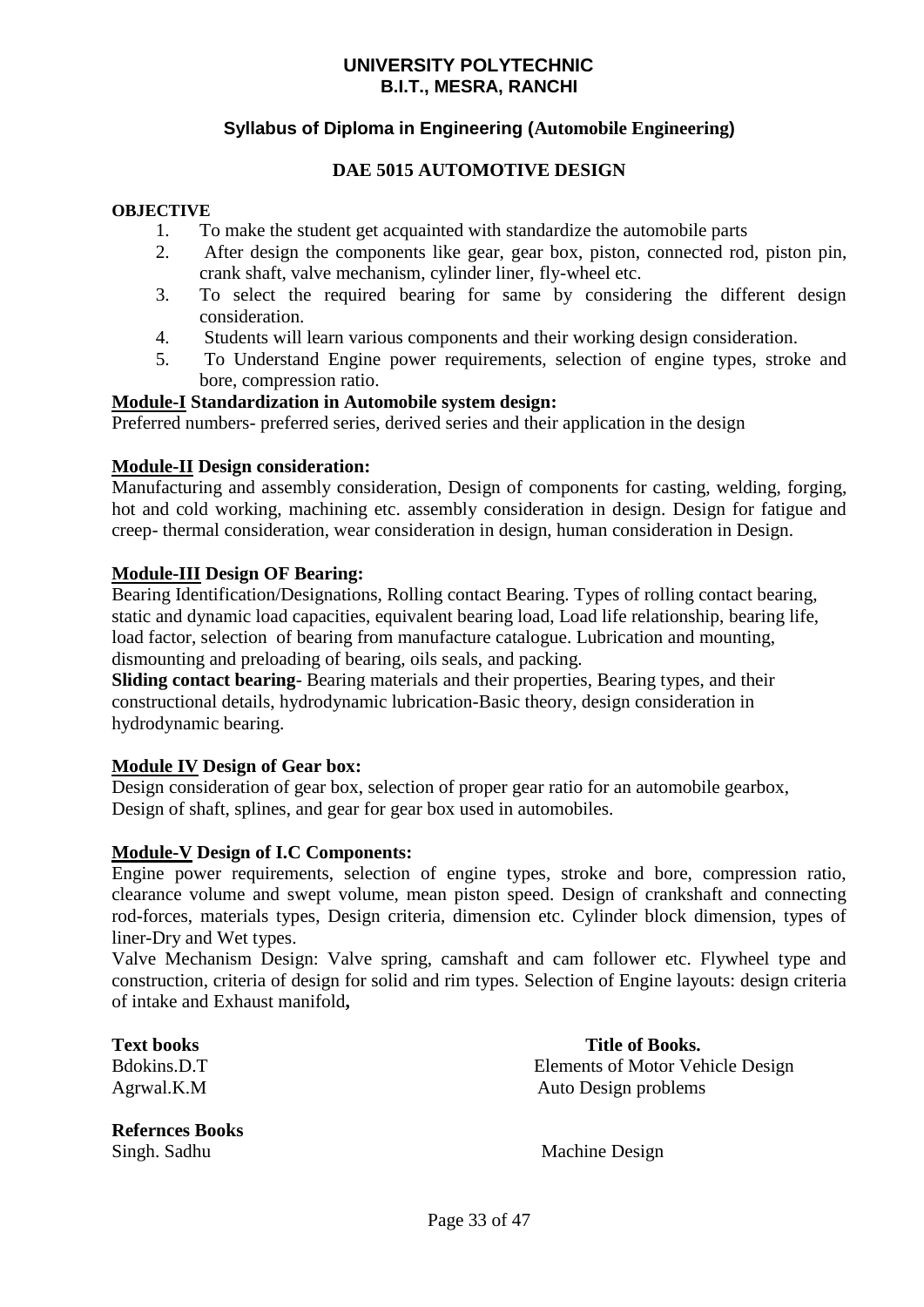# UNIVERSITY POLYTECHNIC
## B.I.T., MESRA, RANCHI

### Syllabus of Diploma in Engineering (Automobile Engineering)

### DAE 5015 AUTOMOTIVE DESIGN

**OBJECTIVE**

1. To make the student get acquainted with standardize the automobile parts
2. After design the components like gear, gear box, piston, connected rod, piston pin, crank shaft, valve mechanism, cylinder liner, fly-wheel etc.
3. To select the required bearing for same by considering the different design consideration.
4. Students will learn various components and their working design consideration.
5. To Understand Engine power requirements, selection of engine types, stroke and bore, compression ratio.

**Module-I Standardization in Automobile system design:**
Preferred numbers- preferred series, derived series and their application in the design

**Module-II Design consideration:**
Manufacturing and assembly consideration, Design of components for casting, welding, forging, hot and cold working, machining etc. assembly consideration in design. Design for fatigue and creep- thermal consideration, wear consideration in design, human consideration in Design.

**Module-III Design OF Bearing:**
Bearing Identification/Designations, Rolling contact Bearing. Types of rolling contact bearing, static and dynamic load capacities, equivalent bearing load, Load life relationship, bearing life, load factor, selection of bearing from manufacture catalogue. Lubrication and mounting, dismounting and preloading of bearing, oils seals, and packing.
**Sliding contact bearing**- Bearing materials and their properties, Bearing types, and their constructional details, hydrodynamic lubrication-Basic theory, design consideration in hydrodynamic bearing.

**Module IV Design of Gear box:**
Design consideration of gear box, selection of proper gear ratio for an automobile gearbox, Design of shaft, splines, and gear for gear box used in automobiles.

**Module-V Design of I.C Components:**
Engine power requirements, selection of engine types, stroke and bore, compression ratio, clearance volume and swept volume, mean piston speed. Design of crankshaft and connecting rod-forces, materials types, Design criteria, dimension etc. Cylinder block dimension, types of liner-Dry and Wet types.
Valve Mechanism Design: Valve spring, camshaft and cam follower etc. Flywheel type and construction, criteria of design for solid and rim types. Selection of Engine layouts: design criteria of intake and Exhaust manifold**,**

| **Text books** | **Title of Books.** |
|---|---|
| Bdokins.D.T | Elements of Motor Vehicle Design |
| Agrwal.K.M | Auto Design problems |

| **Refernces Books** | |
|---|---|
| Singh. Sadhu | Machine Design |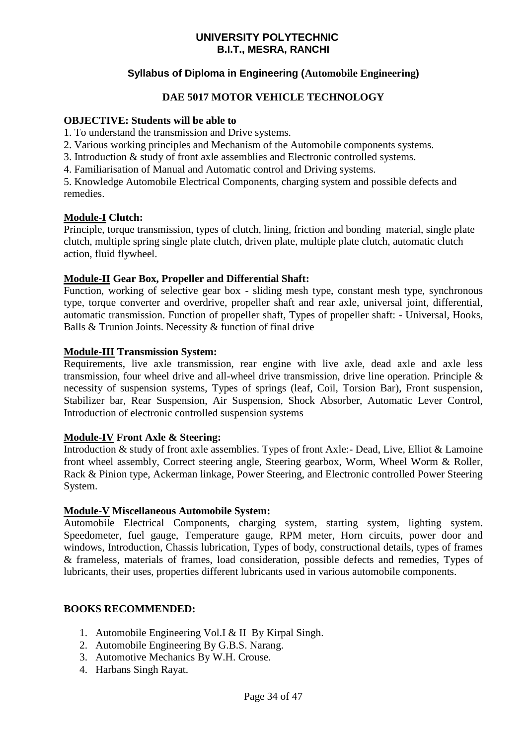**UNIVERSITY POLYTECHNIC**
**B.I.T., MESRA, RANCHI**

**Syllabus of Diploma in Engineering (Automobile Engineering)**

## DAE 5017 MOTOR VEHICLE TECHNOLOGY

**OBJECTIVE: Students will be able to**

1. To understand the transmission and Drive systems.
2. Various working principles and Mechanism of the Automobile components systems.
3. Introduction & study of front axle assemblies and Electronic controlled systems.
4. Familiarisation of Manual and Automatic control and Driving systems.
5. Knowledge Automobile Electrical Components, charging system and possible defects and remedies.

**Module-I Clutch:**

Principle, torque transmission, types of clutch, lining, friction and bonding material, single plate clutch, multiple spring single plate clutch, driven plate, multiple plate clutch, automatic clutch action, fluid flywheel.

**Module-II Gear Box, Propeller and Differential Shaft:**

Function, working of selective gear box - sliding mesh type, constant mesh type, synchronous type, torque converter and overdrive, propeller shaft and rear axle, universal joint, differential, automatic transmission. Function of propeller shaft, Types of propeller shaft: - Universal, Hooks, Balls & Trunion Joints. Necessity & function of final drive

**Module-III Transmission System:**

Requirements, live axle transmission, rear engine with live axle, dead axle and axle less transmission, four wheel drive and all-wheel drive transmission, drive line operation. Principle & necessity of suspension systems, Types of springs (leaf, Coil, Torsion Bar), Front suspension, Stabilizer bar, Rear Suspension, Air Suspension, Shock Absorber, Automatic Lever Control, Introduction of electronic controlled suspension systems

**Module-IV Front Axle & Steering:**

Introduction & study of front axle assemblies. Types of front Axle:- Dead, Live, Elliot & Lamoine front wheel assembly, Correct steering angle, Steering gearbox, Worm, Wheel Worm & Roller, Rack & Pinion type, Ackerman linkage, Power Steering, and Electronic controlled Power Steering System.

**Module-V Miscellaneous Automobile System:**

Automobile Electrical Components, charging system, starting system, lighting system. Speedometer, fuel gauge, Temperature gauge, RPM meter, Horn circuits, power door and windows, Introduction, Chassis lubrication, Types of body, constructional details, types of frames & frameless, materials of frames, load consideration, possible defects and remedies, Types of lubricants, their uses, properties different lubricants used in various automobile components.

**BOOKS RECOMMENDED:**

1. Automobile Engineering Vol.I & II By Kirpal Singh.
2. Automobile Engineering By G.B.S. Narang.
3. Automotive Mechanics By W.H. Crouse.
4. Harbans Singh Rayat.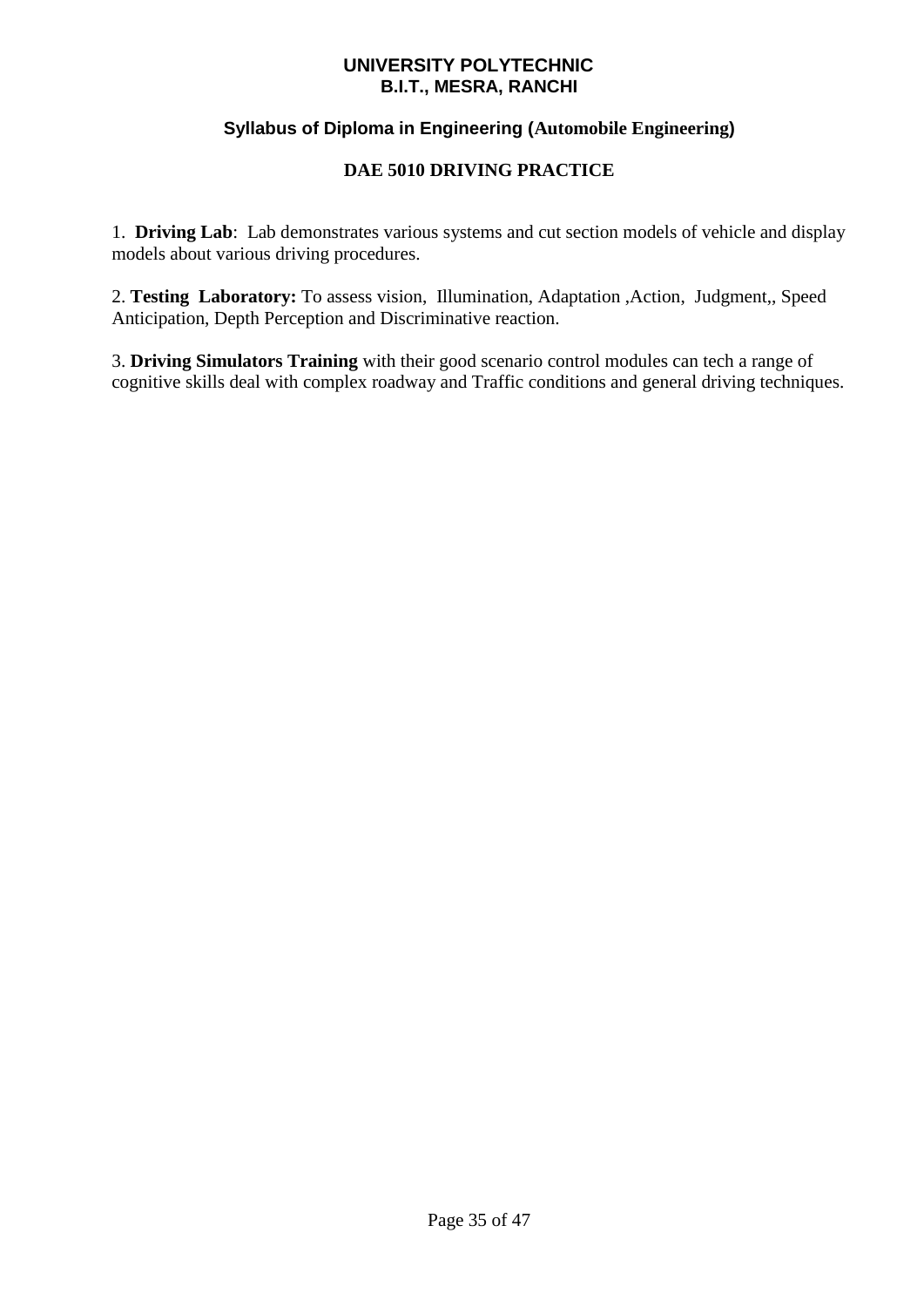**UNIVERSITY POLYTECHNIC**
**B.I.T., MESRA, RANCHI**

**Syllabus of Diploma in Engineering (Automobile Engineering)**

# DAE 5010 DRIVING PRACTICE

1. **Driving Lab**: Lab demonstrates various systems and cut section models of vehicle and display models about various driving procedures.

2. **Testing Laboratory:** To assess vision, Illumination, Adaptation ,Action, Judgment,, Speed Anticipation, Depth Perception and Discriminative reaction.

3. **Driving Simulators Training** with their good scenario control modules can tech a range of cognitive skills deal with complex roadway and Traffic conditions and general driving techniques.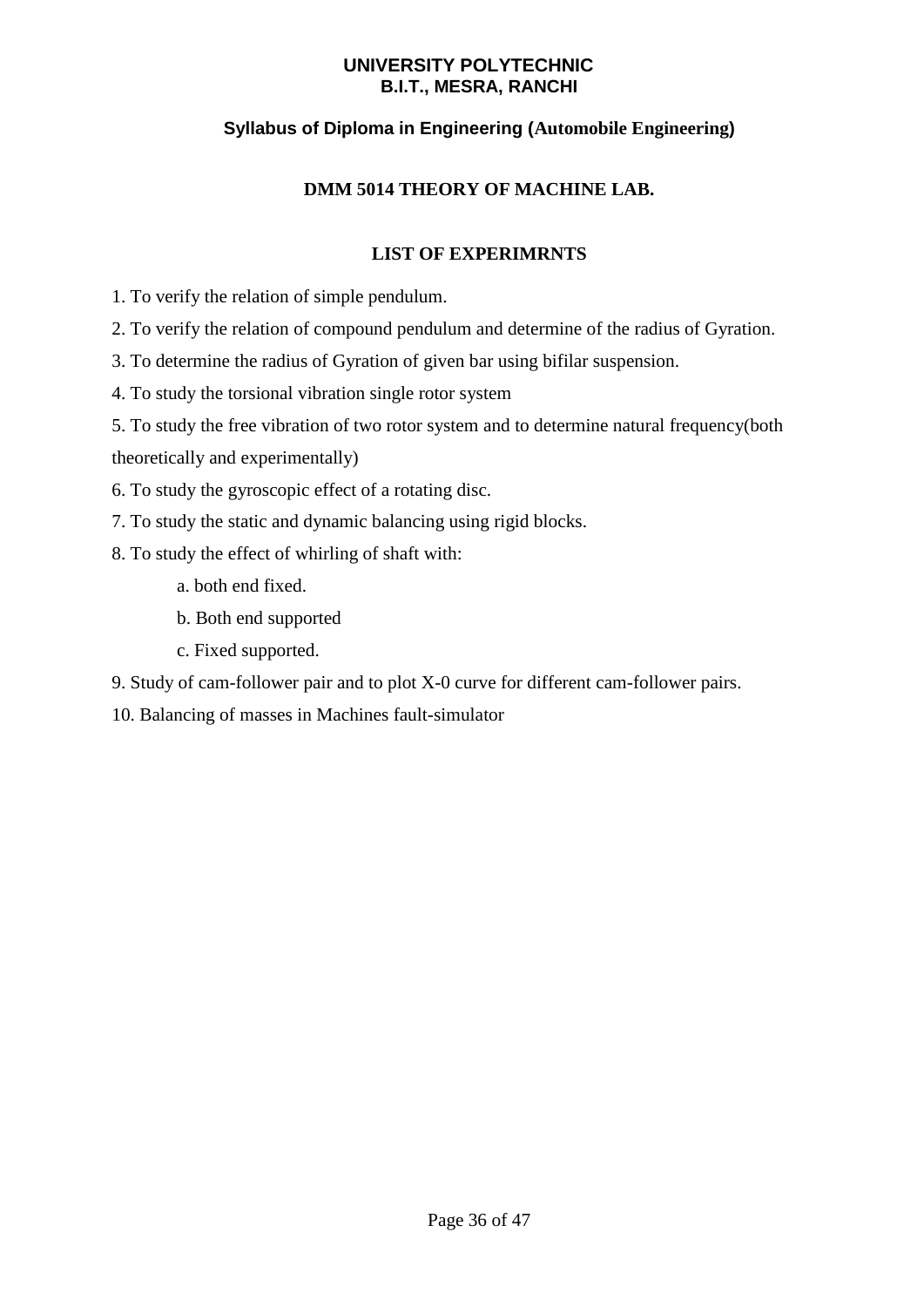# UNIVERSITY POLYTECHNIC
# B.I.T., MESRA, RANCHI

## Syllabus of Diploma in Engineering (Automobile Engineering)

### DMM 5014 THEORY OF MACHINE LAB.

### LIST OF EXPERIMRNTS

1. To verify the relation of simple pendulum.
2. To verify the relation of compound pendulum and determine of the radius of Gyration.
3. To determine the radius of Gyration of given bar using bifilar suspension.
4. To study the torsional vibration single rotor system
5. To study the free vibration of two rotor system and to determine natural frequency(both theoretically and experimentally)
6. To study the gyroscopic effect of a rotating disc.
7. To study the static and dynamic balancing using rigid blocks.
8. To study the effect of whirling of shaft with:
   a. both end fixed.
   b. Both end supported
   c. Fixed supported.
9. Study of cam-follower pair and to plot X-0 curve for different cam-follower pairs.
10. Balancing of masses in Machines fault-simulator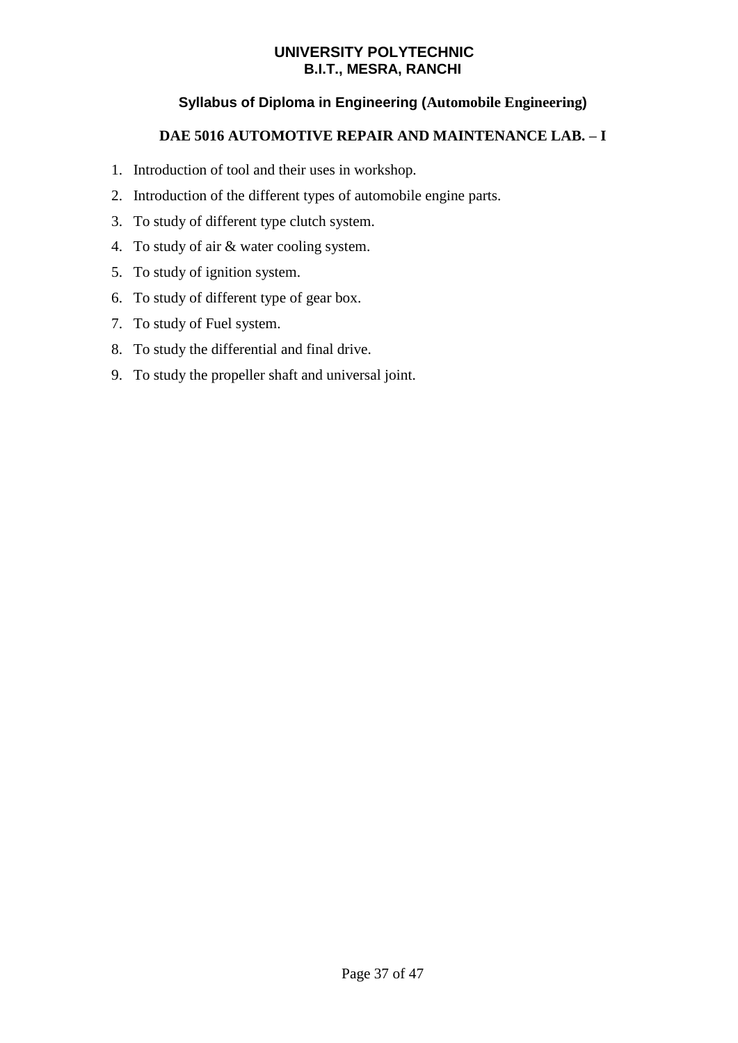**UNIVERSITY POLYTECHNIC**
**B.I.T., MESRA, RANCHI**

**Syllabus of Diploma in Engineering (Automobile Engineering)**

## DAE 5016 AUTOMOTIVE REPAIR AND MAINTENANCE LAB. – I

1. Introduction of tool and their uses in workshop.
2. Introduction of the different types of automobile engine parts.
3. To study of different type clutch system.
4. To study of air & water cooling system.
5. To study of ignition system.
6. To study of different type of gear box.
7. To study of Fuel system.
8. To study the differential and final drive.
9. To study the propeller shaft and universal joint.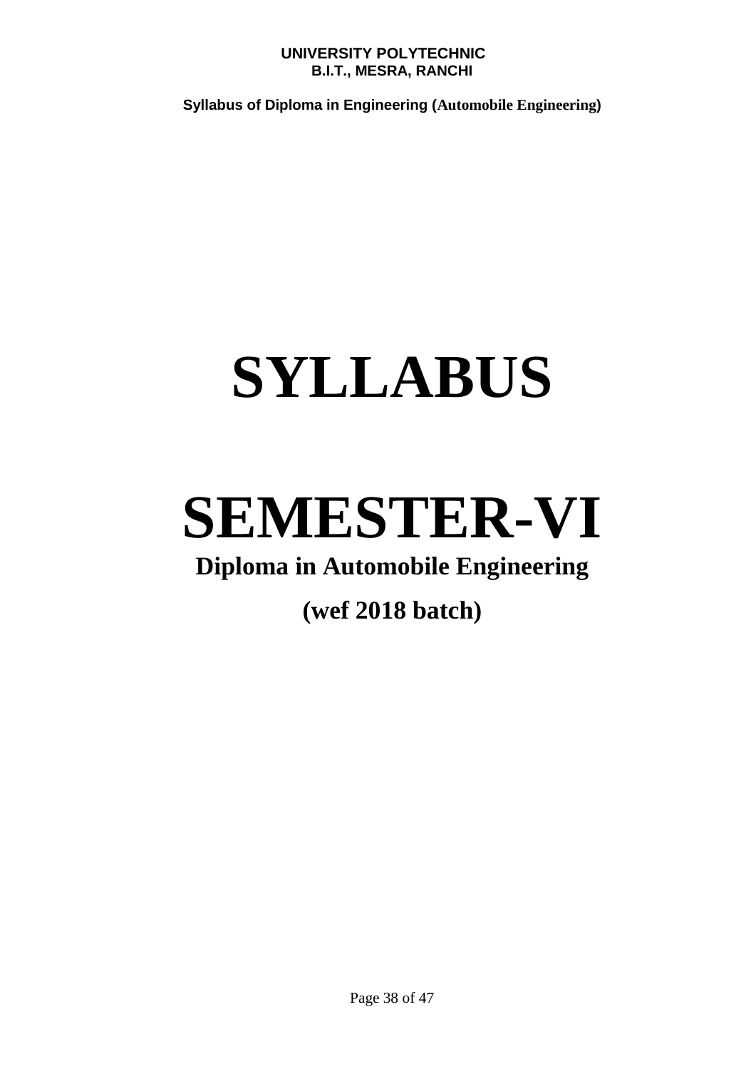# SYLLABUS

# SEMESTER-VI

## Diploma in Automobile Engineering

## (wef 2018 batch)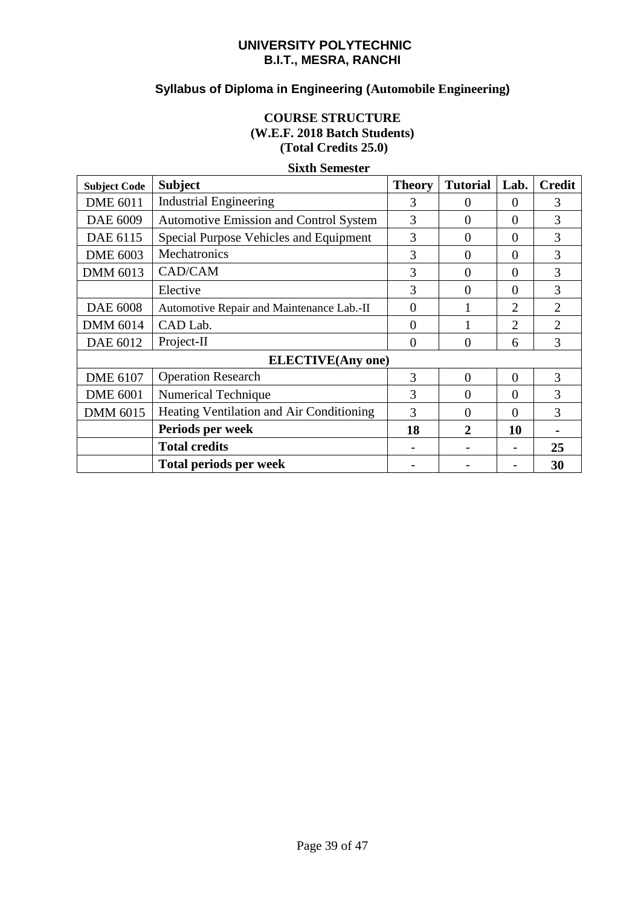**UNIVERSITY POLYTECHNIC**
**B.I.T., MESRA, RANCHI**

## Syllabus of Diploma in Engineering (Automobile Engineering)

### COURSE STRUCTURE
### (W.E.F. 2018 Batch Students)
### (Total Credits 25.0)

**Sixth Semester**

| Subject Code | Subject | Theory | Tutorial | Lab. | Credit |
|---|---|---|---|---|---|
| DME 6011 | Industrial Engineering | 3 | 0 | 0 | 3 |
| DAE 6009 | Automotive Emission and Control System | 3 | 0 | 0 | 3 |
| DAE 6115 | Special Purpose Vehicles and Equipment | 3 | 0 | 0 | 3 |
| DME 6003 | Mechatronics | 3 | 0 | 0 | 3 |
| DMM 6013 | CAD/CAM | 3 | 0 | 0 | 3 |
| | Elective | 3 | 0 | 0 | 3 |
| DAE 6008 | Automotive Repair and Maintenance Lab.-II | 0 | 1 | 2 | 2 |
| DMM 6014 | CAD Lab. | 0 | 1 | 2 | 2 |
| DAE 6012 | Project-II | 0 | 0 | 6 | 3 |
| | **ELECTIVE(Any one)** | | | | |
| DME 6107 | Operation Research | 3 | 0 | 0 | 3 |
| DME 6001 | Numerical Technique | 3 | 0 | 0 | 3 |
| DMM 6015 | Heating Ventilation and Air Conditioning | 3 | 0 | 0 | 3 |
| | **Periods per week** | **18** | **2** | **10** | **-** |
| | **Total credits** | - | - | - | **25** |
| | **Total periods per week** | - | - | - | **30** |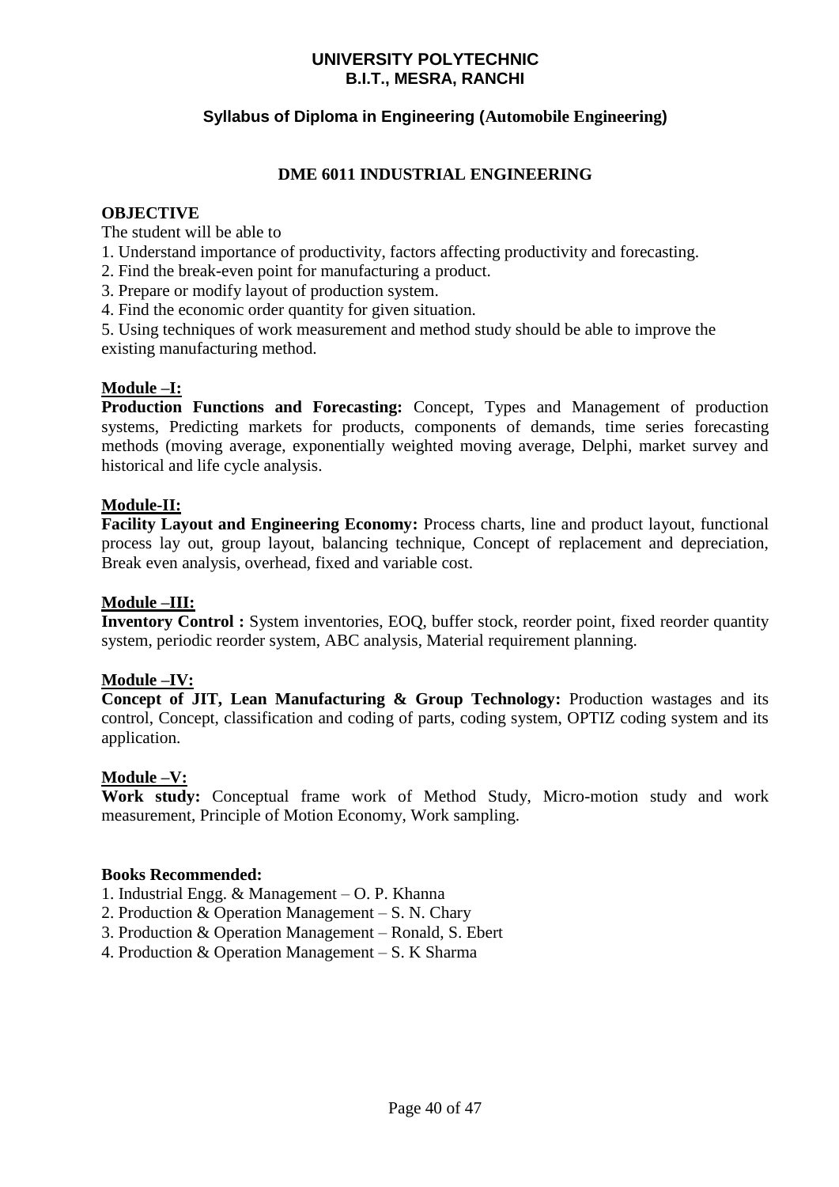**UNIVERSITY POLYTECHNIC**
**B.I.T., MESRA, RANCHI**

**Syllabus of Diploma in Engineering (Automobile Engineering)**

## DME 6011 INDUSTRIAL ENGINEERING

**OBJECTIVE**

The student will be able to

1. Understand importance of productivity, factors affecting productivity and forecasting.
2. Find the break-even point for manufacturing a product.
3. Prepare or modify layout of production system.
4. Find the economic order quantity for given situation.
5. Using techniques of work measurement and method study should be able to improve the existing manufacturing method.

**Module –I:**

**Production Functions and Forecasting:** Concept, Types and Management of production systems, Predicting markets for products, components of demands, time series forecasting methods (moving average, exponentially weighted moving average, Delphi, market survey and historical and life cycle analysis.

**Module-II:**

**Facility Layout and Engineering Economy:** Process charts, line and product layout, functional process lay out, group layout, balancing technique, Concept of replacement and depreciation, Break even analysis, overhead, fixed and variable cost.

**Module –III:**

**Inventory Control :** System inventories, EOQ, buffer stock, reorder point, fixed reorder quantity system, periodic reorder system, ABC analysis, Material requirement planning.

**Module –IV:**

**Concept of JIT, Lean Manufacturing & Group Technology:** Production wastages and its control, Concept, classification and coding of parts, coding system, OPTIZ coding system and its application.

**Module –V:**

**Work study:** Conceptual frame work of Method Study, Micro-motion study and work measurement, Principle of Motion Economy, Work sampling.

**Books Recommended:**

1. Industrial Engg. & Management – O. P. Khanna
2. Production & Operation Management – S. N. Chary
3. Production & Operation Management – Ronald, S. Ebert
4. Production & Operation Management – S. K Sharma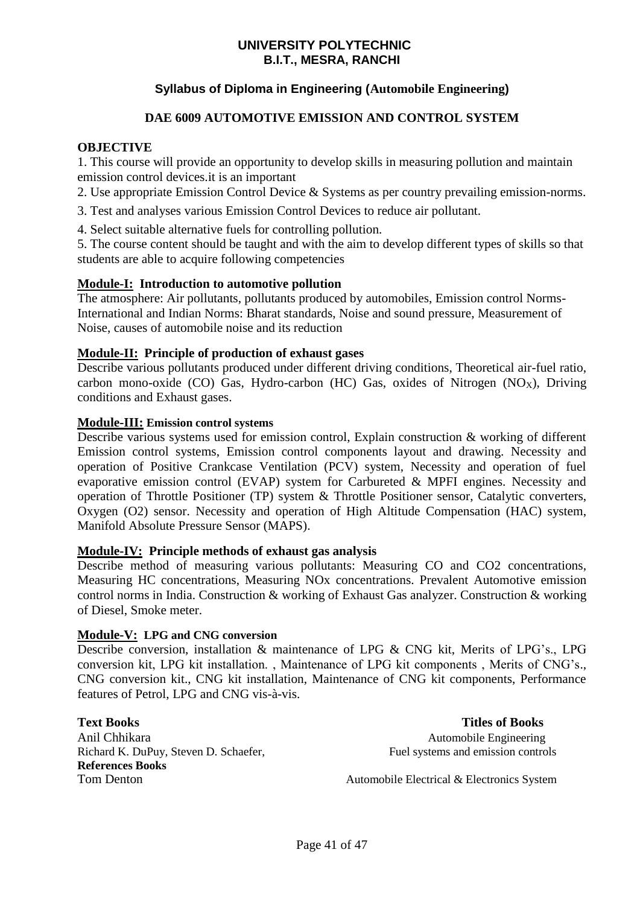**UNIVERSITY POLYTECHNIC**
**B.I.T., MESRA, RANCHI**

**Syllabus of Diploma in Engineering (Automobile Engineering)**

# DAE 6009 AUTOMOTIVE EMISSION AND CONTROL SYSTEM

**OBJECTIVE**

1. This course will provide an opportunity to develop skills in measuring pollution and maintain emission control devices.it is an important
2. Use appropriate Emission Control Device & Systems as per country prevailing emission-norms.
3. Test and analyses various Emission Control Devices to reduce air pollutant.
4. Select suitable alternative fuels for controlling pollution.
5. The course content should be taught and with the aim to develop different types of skills so that students are able to acquire following competencies

## Module-I: Introduction to automotive pollution

The atmosphere: Air pollutants, pollutants produced by automobiles, Emission control Norms-International and Indian Norms: Bharat standards, Noise and sound pressure, Measurement of Noise, causes of automobile noise and its reduction

## Module-II: Principle of production of exhaust gases

Describe various pollutants produced under different driving conditions, Theoretical air-fuel ratio, carbon mono-oxide (CO) Gas, Hydro-carbon (HC) Gas, oxides of Nitrogen ($NO_X$), Driving conditions and Exhaust gases.

## Module-III: Emission control systems

Describe various systems used for emission control, Explain construction & working of different Emission control systems, Emission control components layout and drawing. Necessity and operation of Positive Crankcase Ventilation (PCV) system, Necessity and operation of fuel evaporative emission control (EVAP) system for Carbureted & MPFI engines. Necessity and operation of Throttle Positioner (TP) system & Throttle Positioner sensor, Catalytic converters, Oxygen (O2) sensor. Necessity and operation of High Altitude Compensation (HAC) system, Manifold Absolute Pressure Sensor (MAPS).

## Module-IV: Principle methods of exhaust gas analysis

Describe method of measuring various pollutants: Measuring CO and CO2 concentrations, Measuring HC concentrations, Measuring NOx concentrations. Prevalent Automotive emission control norms in India. Construction & working of Exhaust Gas analyzer. Construction & working of Diesel, Smoke meter.

## Module-V: LPG and CNG conversion

Describe conversion, installation & maintenance of LPG & CNG kit, Merits of LPG's., LPG conversion kit, LPG kit installation. , Maintenance of LPG kit components , Merits of CNG's., CNG conversion kit., CNG kit installation, Maintenance of CNG kit components, Performance features of Petrol, LPG and CNG vis-à-vis.

| **Text Books** | **Titles of Books** |
|---|---|
| Anil Chhikara | Automobile Engineering |
| Richard K. DuPuy, Steven D. Schaefer, | Fuel systems and emission controls |
| **References Books** | |
| Tom Denton | Automobile Electrical & Electronics System |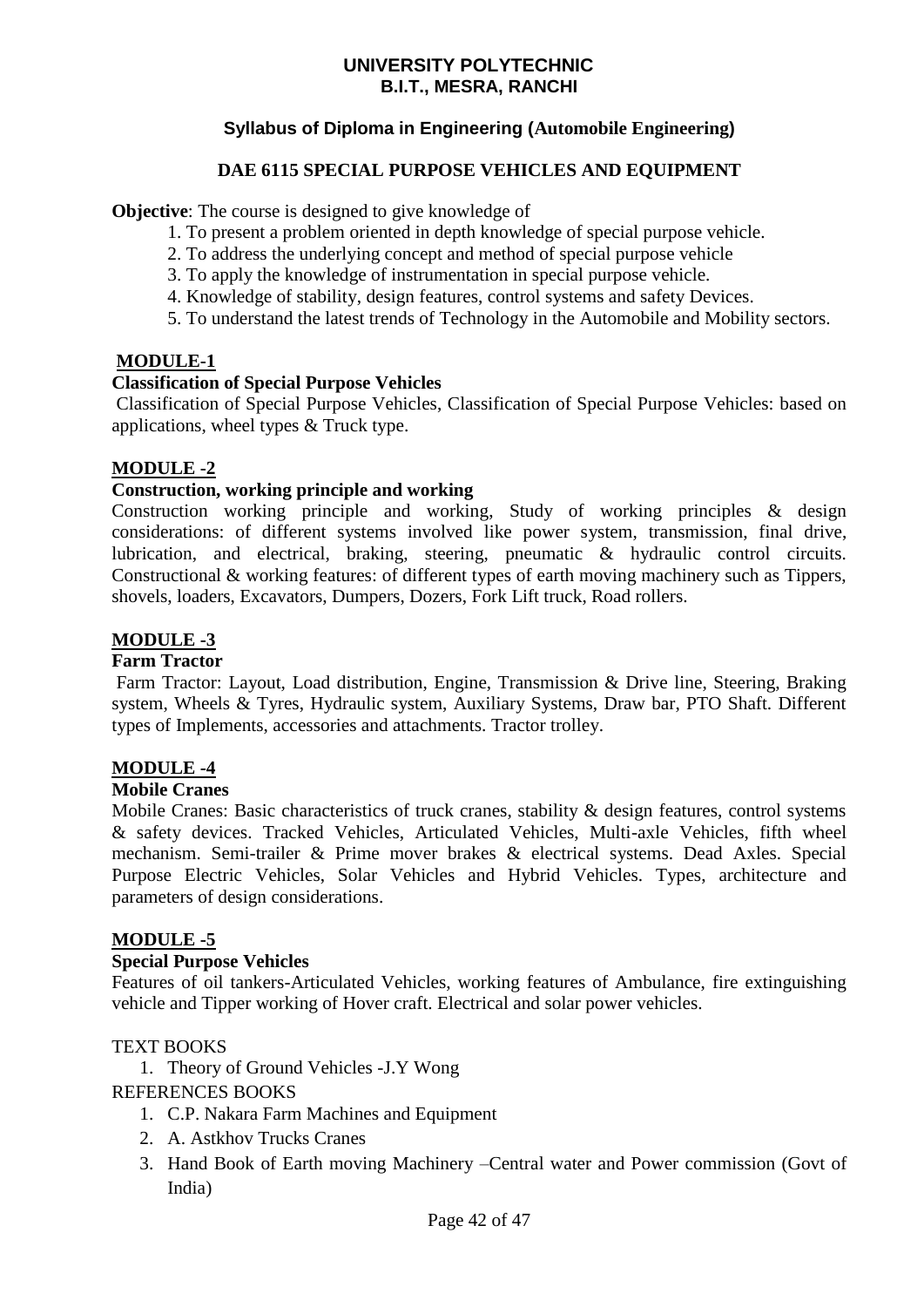**UNIVERSITY POLYTECHNIC**
**B.I.T., MESRA, RANCHI**

**Syllabus of Diploma in Engineering (Automobile Engineering)**

# DAE 6115 SPECIAL PURPOSE VEHICLES AND EQUIPMENT

**Objective**: The course is designed to give knowledge of

1. To present a problem oriented in depth knowledge of special purpose vehicle.
2. To address the underlying concept and method of special purpose vehicle
3. To apply the knowledge of instrumentation in special purpose vehicle.
4. Knowledge of stability, design features, control systems and safety Devices.
5. To understand the latest trends of Technology in the Automobile and Mobility sectors.

## MODULE-1

**Classification of Special Purpose Vehicles**

Classification of Special Purpose Vehicles, Classification of Special Purpose Vehicles: based on applications, wheel types & Truck type.

## MODULE -2

**Construction, working principle and working**

Construction working principle and working, Study of working principles & design considerations: of different systems involved like power system, transmission, final drive, lubrication, and electrical, braking, steering, pneumatic & hydraulic control circuits. Constructional & working features: of different types of earth moving machinery such as Tippers, shovels, loaders, Excavators, Dumpers, Dozers, Fork Lift truck, Road rollers.

## MODULE -3

**Farm Tractor**

Farm Tractor: Layout, Load distribution, Engine, Transmission & Drive line, Steering, Braking system, Wheels & Tyres, Hydraulic system, Auxiliary Systems, Draw bar, PTO Shaft. Different types of Implements, accessories and attachments. Tractor trolley.

## MODULE -4

**Mobile Cranes**

Mobile Cranes: Basic characteristics of truck cranes, stability & design features, control systems & safety devices. Tracked Vehicles, Articulated Vehicles, Multi-axle Vehicles, fifth wheel mechanism. Semi-trailer & Prime mover brakes & electrical systems. Dead Axles. Special Purpose Electric Vehicles, Solar Vehicles and Hybrid Vehicles. Types, architecture and parameters of design considerations.

## MODULE -5

**Special Purpose Vehicles**

Features of oil tankers-Articulated Vehicles, working features of Ambulance, fire extinguishing vehicle and Tipper working of Hover craft. Electrical and solar power vehicles.

TEXT BOOKS

1. Theory of Ground Vehicles -J.Y Wong

REFERENCES BOOKS

1. C.P. Nakara Farm Machines and Equipment
2. A. Astkhov Trucks Cranes
3. Hand Book of Earth moving Machinery –Central water and Power commission (Govt of India)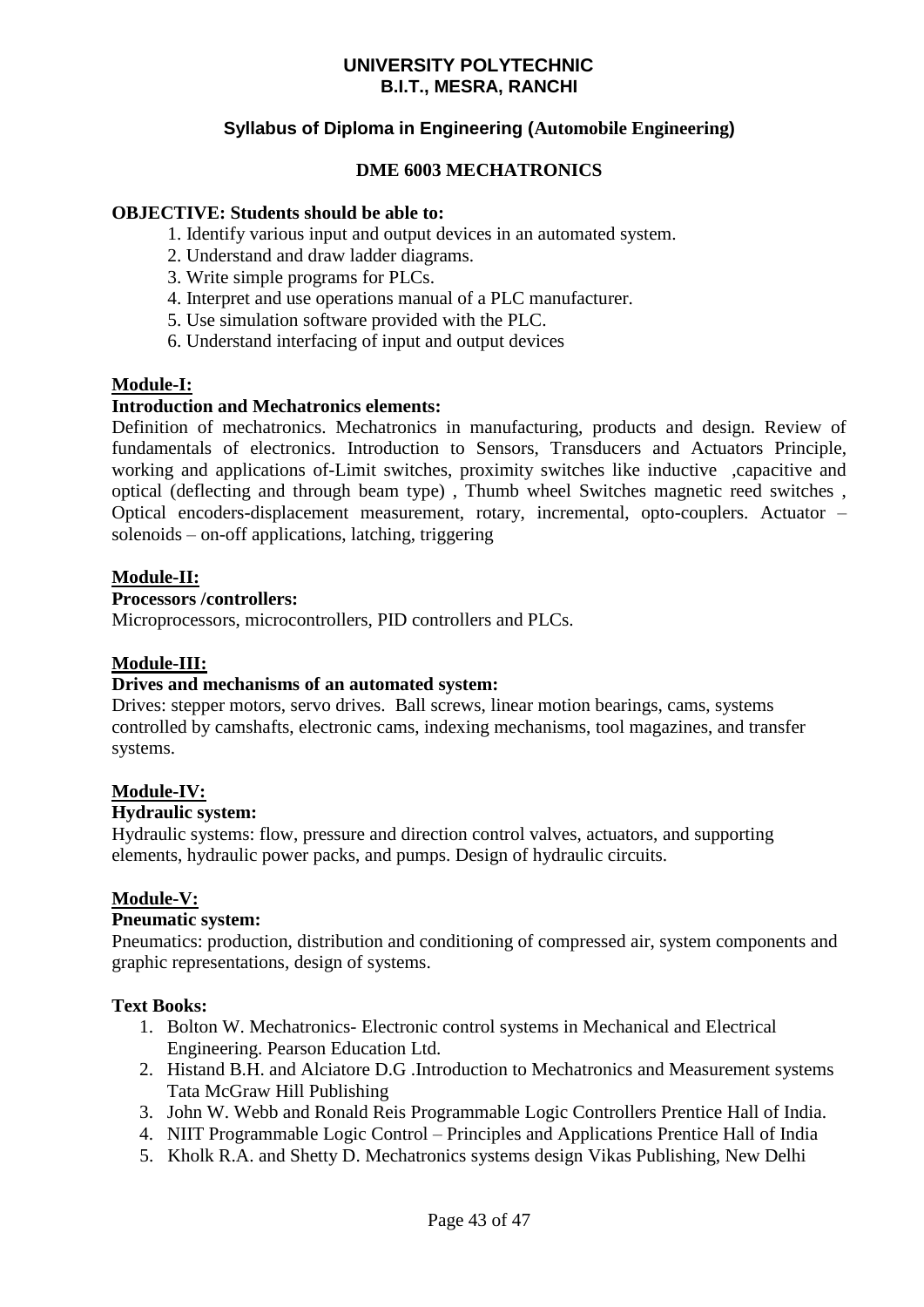**UNIVERSITY POLYTECHNIC**
**B.I.T., MESRA, RANCHI**

**Syllabus of Diploma in Engineering (Automobile Engineering)**

## DME 6003 MECHATRONICS

**OBJECTIVE: Students should be able to:**

1. Identify various input and output devices in an automated system.
2. Understand and draw ladder diagrams.
3. Write simple programs for PLCs.
4. Interpret and use operations manual of a PLC manufacturer.
5. Use simulation software provided with the PLC.
6. Understand interfacing of input and output devices

### Module-I:

**Introduction and Mechatronics elements:**

Definition of mechatronics. Mechatronics in manufacturing, products and design. Review of fundamentals of electronics. Introduction to Sensors, Transducers and Actuators Principle, working and applications of-Limit switches, proximity switches like inductive ,capacitive and optical (deflecting and through beam type) , Thumb wheel Switches magnetic reed switches , Optical encoders-displacement measurement, rotary, incremental, opto-couplers. Actuator – solenoids – on-off applications, latching, triggering

### Module-II:

**Processors /controllers:**

Microprocessors, microcontrollers, PID controllers and PLCs.

### Module-III:

**Drives and mechanisms of an automated system:**

Drives: stepper motors, servo drives. Ball screws, linear motion bearings, cams, systems controlled by camshafts, electronic cams, indexing mechanisms, tool magazines, and transfer systems.

### Module-IV:

**Hydraulic system:**

Hydraulic systems: flow, pressure and direction control valves, actuators, and supporting elements, hydraulic power packs, and pumps. Design of hydraulic circuits.

### Module-V:

**Pneumatic system:**

Pneumatics: production, distribution and conditioning of compressed air, system components and graphic representations, design of systems.

**Text Books:**

1. Bolton W. Mechatronics- Electronic control systems in Mechanical and Electrical Engineering. Pearson Education Ltd.
2. Histand B.H. and Alciatore D.G .Introduction to Mechatronics and Measurement systems Tata McGraw Hill Publishing
3. John W. Webb and Ronald Reis Programmable Logic Controllers Prentice Hall of India.
4. NIIT Programmable Logic Control – Principles and Applications Prentice Hall of India
5. Kholk R.A. and Shetty D. Mechatronics systems design Vikas Publishing, New Delhi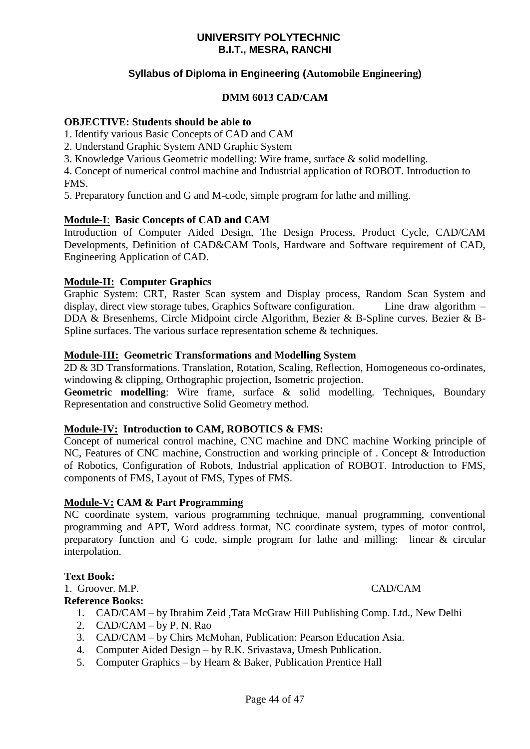**UNIVERSITY POLYTECHNIC**
**B.I.T., MESRA, RANCHI**

**Syllabus of Diploma in Engineering (Automobile Engineering)**

**DMM 6013 CAD/CAM**

**OBJECTIVE: Students should be able to**

1. Identify various Basic Concepts of CAD and CAM
2. Understand Graphic System AND Graphic System
3. Knowledge Various Geometric modelling: Wire frame, surface & solid modelling.
4. Concept of numerical control machine and Industrial application of ROBOT. Introduction to FMS.
5. Preparatory function and G and M-code, simple program for lathe and milling.

**Module-I: Basic Concepts of CAD and CAM**

Introduction of Computer Aided Design, The Design Process, Product Cycle, CAD/CAM Developments, Definition of CAD&CAM Tools, Hardware and Software requirement of CAD, Engineering Application of CAD.

**Module-II: Computer Graphics**

Graphic System: CRT, Raster Scan system and Display process, Random Scan System and display, direct view storage tubes, Graphics Software configuration. Line draw algorithm – DDA & Bresenhems, Circle Midpoint circle Algorithm, Bezier & B-Spline curves. Bezier & B-Spline surfaces. The various surface representation scheme & techniques.

**Module-III: Geometric Transformations and Modelling System**

2D & 3D Transformations. Translation, Rotation, Scaling, Reflection, Homogeneous co-ordinates, windowing & clipping, Orthographic projection, Isometric projection.

**Geometric modelling**: Wire frame, surface & solid modelling. Techniques, Boundary Representation and constructive Solid Geometry method.

**Module-IV: Introduction to CAM, ROBOTICS & FMS:**

Concept of numerical control machine, CNC machine and DNC machine Working principle of NC, Features of CNC machine, Construction and working principle of . Concept & Introduction of Robotics, Configuration of Robots, Industrial application of ROBOT. Introduction to FMS, components of FMS, Layout of FMS, Types of FMS.

**Module-V: CAM & Part Programming**

NC coordinate system, various programming technique, manual programming, conventional programming and APT, Word address format, NC coordinate system, types of motor control, preparatory function and G code, simple program for lathe and milling: linear & circular interpolation.

**Text Book:**

1. Groover. M.P. CAD/CAM

**Reference Books:**

1. CAD/CAM – by Ibrahim Zeid ,Tata McGraw Hill Publishing Comp. Ltd., New Delhi
2. CAD/CAM – by P. N. Rao
3. CAD/CAM – by Chirs McMohan, Publication: Pearson Education Asia.
4. Computer Aided Design – by R.K. Srivastava, Umesh Publication.
5. Computer Graphics – by Hearn & Baker, Publication Prentice Hall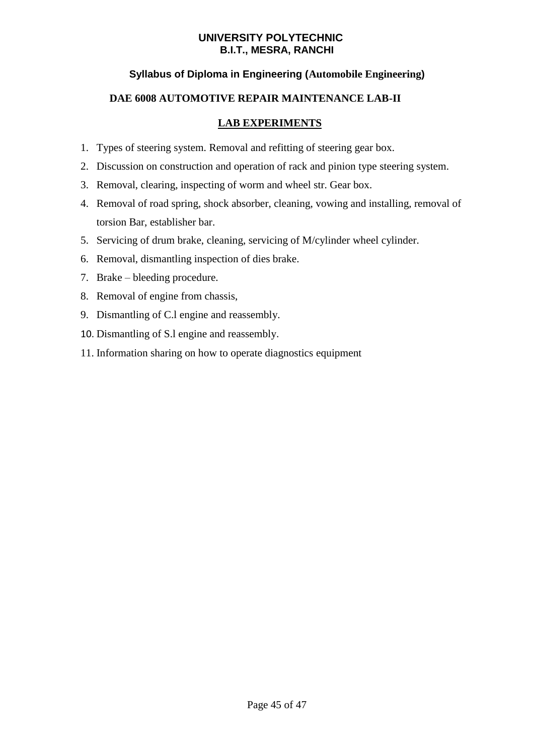**UNIVERSITY POLYTECHNIC**
**B.I.T., MESRA, RANCHI**

**Syllabus of Diploma in Engineering (Automobile Engineering)**

**DAE 6008 AUTOMOTIVE REPAIR MAINTENANCE LAB-II**

## LAB EXPERIMENTS

1. Types of steering system. Removal and refitting of steering gear box.
2. Discussion on construction and operation of rack and pinion type steering system.
3. Removal, clearing, inspecting of worm and wheel str. Gear box.
4. Removal of road spring, shock absorber, cleaning, vowing and installing, removal of torsion Bar, establisher bar.
5. Servicing of drum brake, cleaning, servicing of M/cylinder wheel cylinder.
6. Removal, dismantling inspection of dies brake.
7. Brake – bleeding procedure.
8. Removal of engine from chassis,
9. Dismantling of C.l engine and reassembly.
10. Dismantling of S.l engine and reassembly.
11. Information sharing on how to operate diagnostics equipment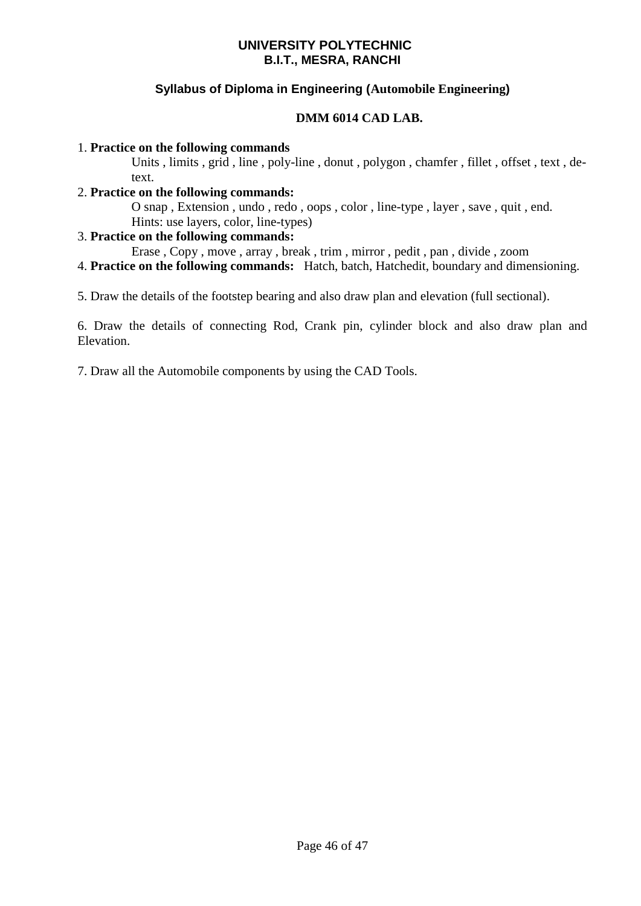**UNIVERSITY POLYTECHNIC**
**B.I.T., MESRA, RANCHI**

**Syllabus of Diploma in Engineering (Automobile Engineering)**

## DMM 6014 CAD LAB.

1. **Practice on the following commands**
   Units , limits , grid , line , poly-line , donut , polygon , chamfer , fillet , offset , text , de-text.
2. **Practice on the following commands:**
   O snap , Extension , undo , redo , oops , color , line-type , layer , save , quit , end.
   Hints: use layers, color, line-types)
3. **Practice on the following commands:**
   Erase , Copy , move , array , break , trim , mirror , pedit , pan , divide , zoom
4. **Practice on the following commands:** Hatch, batch, Hatchedit, boundary and dimensioning.

5. Draw the details of the footstep bearing and also draw plan and elevation (full sectional).

6. Draw the details of connecting Rod, Crank pin, cylinder block and also draw plan and Elevation.

7. Draw all the Automobile components by using the CAD Tools.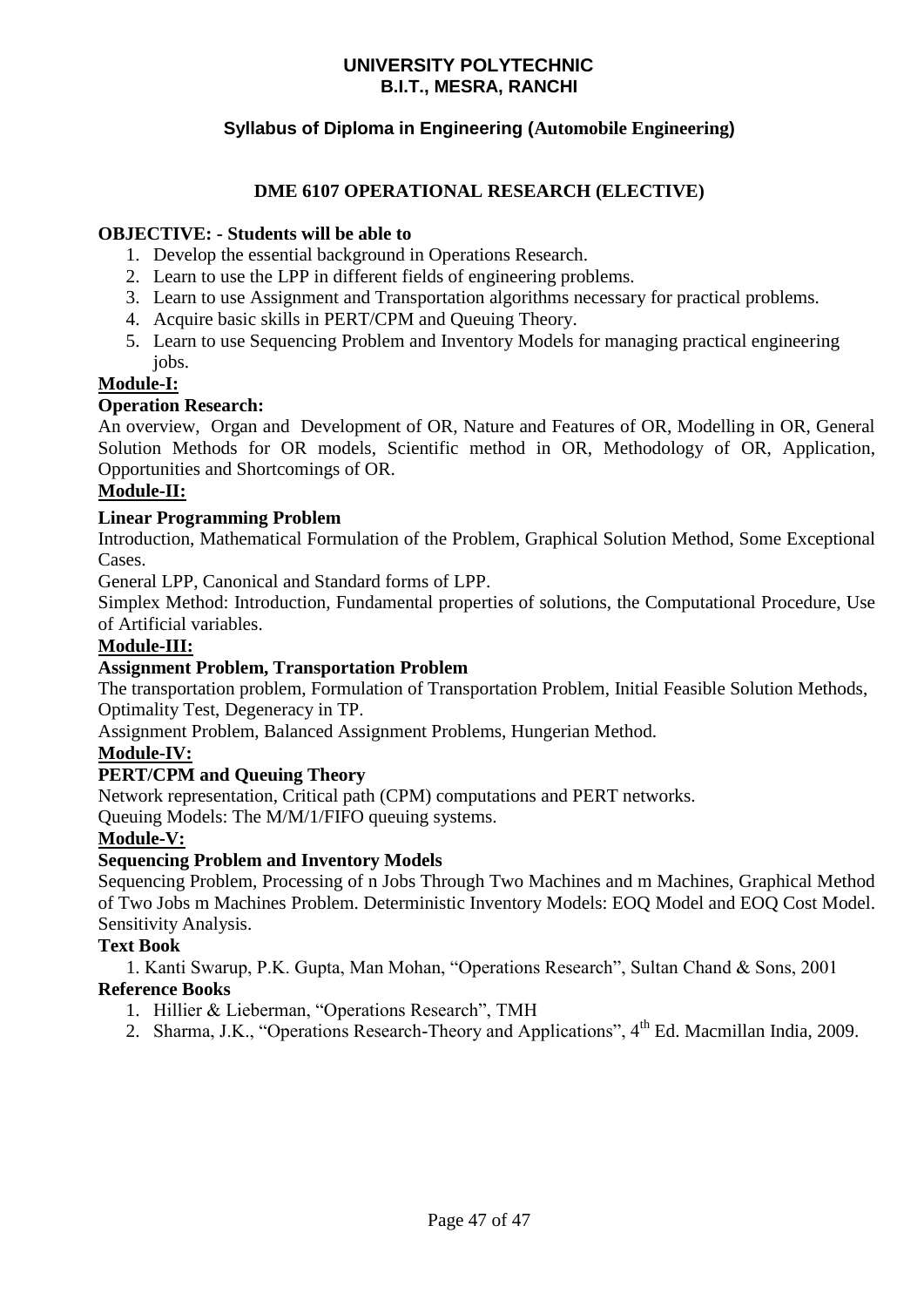**UNIVERSITY POLYTECHNIC**
**B.I.T., MESRA, RANCHI**

**Syllabus of Diploma in Engineering (Automobile Engineering)**

# DME 6107 OPERATIONAL RESEARCH (ELECTIVE)

**OBJECTIVE: - Students will be able to**

1. Develop the essential background in Operations Research.
2. Learn to use the LPP in different fields of engineering problems.
3. Learn to use Assignment and Transportation algorithms necessary for practical problems.
4. Acquire basic skills in PERT/CPM and Queuing Theory.
5. Learn to use Sequencing Problem and Inventory Models for managing practical engineering jobs.

## Module-I:

### Operation Research:

An overview, Organ and Development of OR, Nature and Features of OR, Modelling in OR, General Solution Methods for OR models, Scientific method in OR, Methodology of OR, Application, Opportunities and Shortcomings of OR.

## Module-II:

### Linear Programming Problem

Introduction, Mathematical Formulation of the Problem, Graphical Solution Method, Some Exceptional Cases.

General LPP, Canonical and Standard forms of LPP.

Simplex Method: Introduction, Fundamental properties of solutions, the Computational Procedure, Use of Artificial variables.

## Module-III:

### Assignment Problem, Transportation Problem

The transportation problem, Formulation of Transportation Problem, Initial Feasible Solution Methods, Optimality Test, Degeneracy in TP.

Assignment Problem, Balanced Assignment Problems, Hungerian Method.

## Module-IV:

### PERT/CPM and Queuing Theory

Network representation, Critical path (CPM) computations and PERT networks.

Queuing Models: The M/M/1/FIFO queuing systems.

## Module-V:

### Sequencing Problem and Inventory Models

Sequencing Problem, Processing of n Jobs Through Two Machines and m Machines, Graphical Method of Two Jobs m Machines Problem. Deterministic Inventory Models: EOQ Model and EOQ Cost Model. Sensitivity Analysis.

**Text Book**

1. Kanti Swarup, P.K. Gupta, Man Mohan, "Operations Research", Sultan Chand & Sons, 2001

**Reference Books**

1. Hillier & Lieberman, "Operations Research", TMH
2. Sharma, J.K., "Operations Research-Theory and Applications", 4th Ed. Macmillan India, 2009.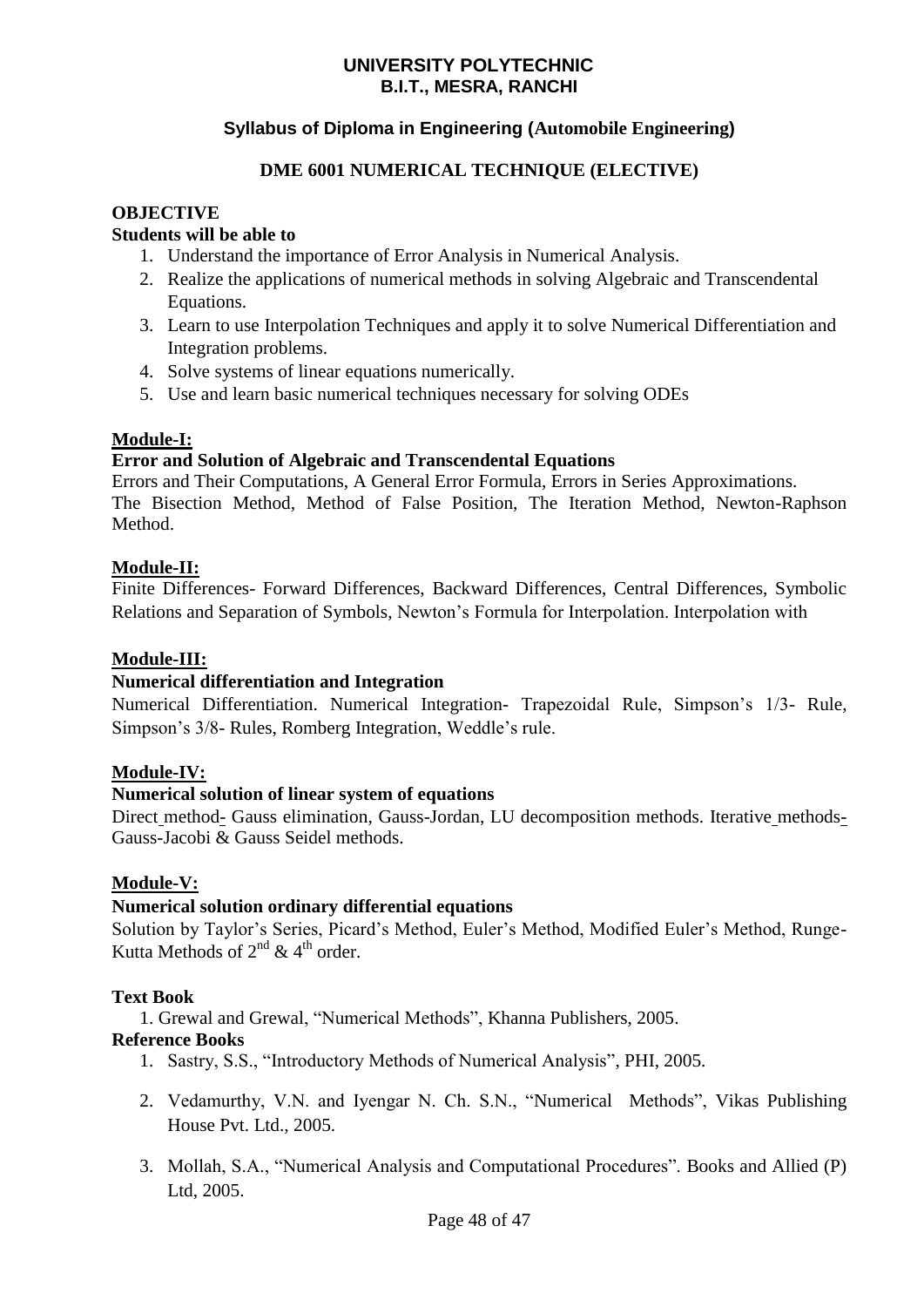**UNIVERSITY POLYTECHNIC**
**B.I.T., MESRA, RANCHI**

**Syllabus of Diploma in Engineering (Automobile Engineering)**

**DME 6001 NUMERICAL TECHNIQUE (ELECTIVE)**

**OBJECTIVE**

**Students will be able to**

1. Understand the importance of Error Analysis in Numerical Analysis.
2. Realize the applications of numerical methods in solving Algebraic and Transcendental Equations.
3. Learn to use Interpolation Techniques and apply it to solve Numerical Differentiation and Integration problems.
4. Solve systems of linear equations numerically.
5. Use and learn basic numerical techniques necessary for solving ODEs

**Module-I:**

**Error and Solution of Algebraic and Transcendental Equations**

Errors and Their Computations, A General Error Formula, Errors in Series Approximations.
The Bisection Method, Method of False Position, The Iteration Method, Newton-Raphson Method.

**Module-II:**

Finite Differences- Forward Differences, Backward Differences, Central Differences, Symbolic Relations and Separation of Symbols, Newton's Formula for Interpolation. Interpolation with

**Module-III:**

**Numerical differentiation and Integration**

Numerical Differentiation. Numerical Integration- Trapezoidal Rule, Simpson's 1/3- Rule, Simpson's 3/8- Rules, Romberg Integration, Weddle's rule.

**Module-IV:**

**Numerical solution of linear system of equations**

Direct method- Gauss elimination, Gauss-Jordan, LU decomposition methods. Iterative methods- Gauss-Jacobi & Gauss Seidel methods.

**Module-V:**

**Numerical solution ordinary differential equations**

Solution by Taylor's Series, Picard's Method, Euler's Method, Modified Euler's Method, Runge-Kutta Methods of 2nd & 4th order.

**Text Book**

1. Grewal and Grewal, "Numerical Methods", Khanna Publishers, 2005.

**Reference Books**

1. Sastry, S.S., "Introductory Methods of Numerical Analysis", PHI, 2005.
2. Vedamurthy, V.N. and Iyengar N. Ch. S.N., "Numerical Methods", Vikas Publishing House Pvt. Ltd., 2005.
3. Mollah, S.A., "Numerical Analysis and Computational Procedures". Books and Allied (P) Ltd, 2005.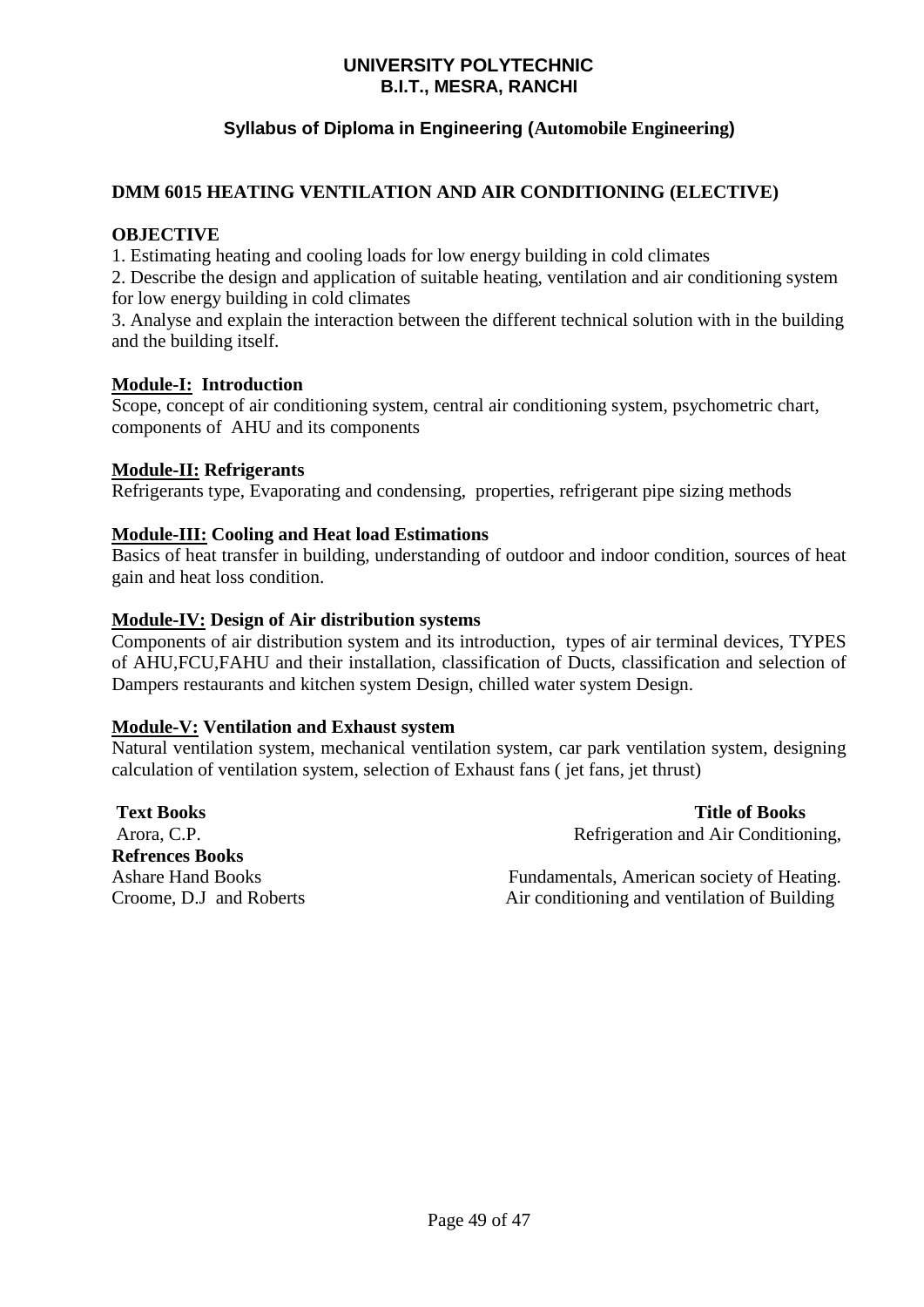**UNIVERSITY POLYTECHNIC**
**B.I.T., MESRA, RANCHI**

**Syllabus of Diploma in Engineering (Automobile Engineering)**

## DMM 6015 HEATING VENTILATION AND AIR CONDITIONING (ELECTIVE)

### OBJECTIVE

1. Estimating heating and cooling loads for low energy building in cold climates
2. Describe the design and application of suitable heating, ventilation and air conditioning system for low energy building in cold climates
3. Analyse and explain the interaction between the different technical solution with in the building and the building itself.

### Module-I: Introduction

Scope, concept of air conditioning system, central air conditioning system, psychometric chart, components of AHU and its components

### Module-II: Refrigerants

Refrigerants type, Evaporating and condensing, properties, refrigerant pipe sizing methods

### Module-III: Cooling and Heat load Estimations

Basics of heat transfer in building, understanding of outdoor and indoor condition, sources of heat gain and heat loss condition.

### Module-IV: Design of Air distribution systems

Components of air distribution system and its introduction, types of air terminal devices, TYPES of AHU,FCU,FAHU and their installation, classification of Ducts, classification and selection of Dampers restaurants and kitchen system Design, chilled water system Design.

### Module-V: Ventilation and Exhaust system

Natural ventilation system, mechanical ventilation system, car park ventilation system, designing calculation of ventilation system, selection of Exhaust fans ( jet fans, jet thrust)

| **Text Books** | **Title of Books** |
|---|---|
| Arora, C.P. | Refrigeration and Air Conditioning, |
| **Refrences Books** | |
| Ashare Hand Books | Fundamentals, American society of Heating. |
| Croome, D.J and Roberts | Air conditioning and ventilation of Building |